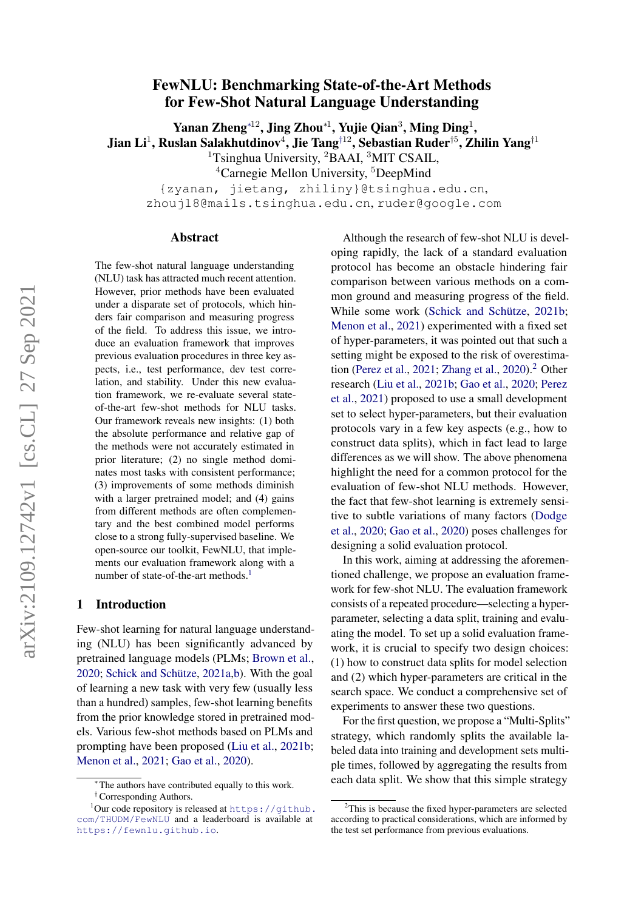# FewNLU: Benchmarking State-of-the-Art Methods for Few-Shot Natural Language Understanding

**Yanan Zheng**[*12], **Jing Zhou**[*1], **Yujie Qian**[3], **Ming Ding**[1], **Jian Li**[1], **Ruslan Salakhutdinov**[4], **Jie Tang**[†12], **Sebastian Ruder**[†5], **Zhilin Yang**[†1]

[1]Tsinghua University, [2]BAAI, [3]MIT CSAIL,
[4]Carnegie Mellon University, [5]DeepMind

{zyanan, jietang, zhiliny}@tsinghua.edu.cn,
zhouj18@mails.tsinghua.edu.cn, ruder@google.com

## Abstract

The few-shot natural language understanding (NLU) task has attracted much recent attention. However, prior methods have been evaluated under a disparate set of protocols, which hinders fair comparison and measuring progress of the field. To address this issue, we introduce an evaluation framework that improves previous evaluation procedures in three key aspects, i.e., test performance, dev test correlation, and stability. Under this new evaluation framework, we re-evaluate several state-of-the-art few-shot methods for NLU tasks. Our framework reveals new insights: (1) both the absolute performance and relative gap of the methods were not accurately estimated in prior literature; (2) no single method dominates most tasks with consistent performance; (3) improvements of some methods diminish with a larger pretrained model; and (4) gains from different methods are often complementary and the best combined model performs close to a strong fully-supervised baseline. We open-source our toolkit, FewNLU, that implements our evaluation framework along with a number of state-of-the-art methods.[1]

## 1 Introduction

Few-shot learning for natural language understanding (NLU) has been significantly advanced by pretrained language models (PLMs; Brown et al., 2020; Schick and Schütze, 2021a,b). With the goal of learning a new task with very few (usually less than a hundred) samples, few-shot learning benefits from the prior knowledge stored in pretrained models. Various few-shot methods based on PLMs and prompting have been proposed (Liu et al., 2021b; Menon et al., 2021; Gao et al., 2020).

Although the research of few-shot NLU is developing rapidly, the lack of a standard evaluation protocol has become an obstacle hindering fair comparison between various methods on a common ground and measuring progress of the field. While some work (Schick and Schütze, 2021b; Menon et al., 2021) experimented with a fixed set of hyper-parameters, it was pointed out that such a setting might be exposed to the risk of overestimation (Perez et al., 2021; Zhang et al., 2020).[2] Other research (Liu et al., 2021b; Gao et al., 2020; Perez et al., 2021) proposed to use a small development set to select hyper-parameters, but their evaluation protocols vary in a few key aspects (e.g., how to construct data splits), which in fact lead to large differences as we will show. The above phenomena highlight the need for a common protocol for the evaluation of few-shot NLU methods. However, the fact that few-shot learning is extremely sensitive to subtle variations of many factors (Dodge et al., 2020; Gao et al., 2020) poses challenges for designing a solid evaluation protocol.

In this work, aiming at addressing the aforementioned challenge, we propose an evaluation framework for few-shot NLU. The evaluation framework consists of a repeated procedure—selecting a hyper-parameter, selecting a data split, training and evaluating the model. To set up a solid evaluation framework, it is crucial to specify two design choices: (1) how to construct data splits for model selection and (2) which hyper-parameters are critical in the search space. We conduct a comprehensive set of experiments to answer these two questions.

For the first question, we propose a "Multi-Splits" strategy, which randomly splits the available labeled data into training and development sets multiple times, followed by aggregating the results from each data split. We show that this simple strategy

---

[*] The authors have contributed equally to this work.

[†] Corresponding Authors.

[1] Our code repository is released at https://github.com/THUDM/FewNLU and a leaderboard is available at https://fewnlu.github.io.

[2] This is because the fixed hyper-parameters are selected according to practical considerations, which are informed by the test set performance from previous evaluations.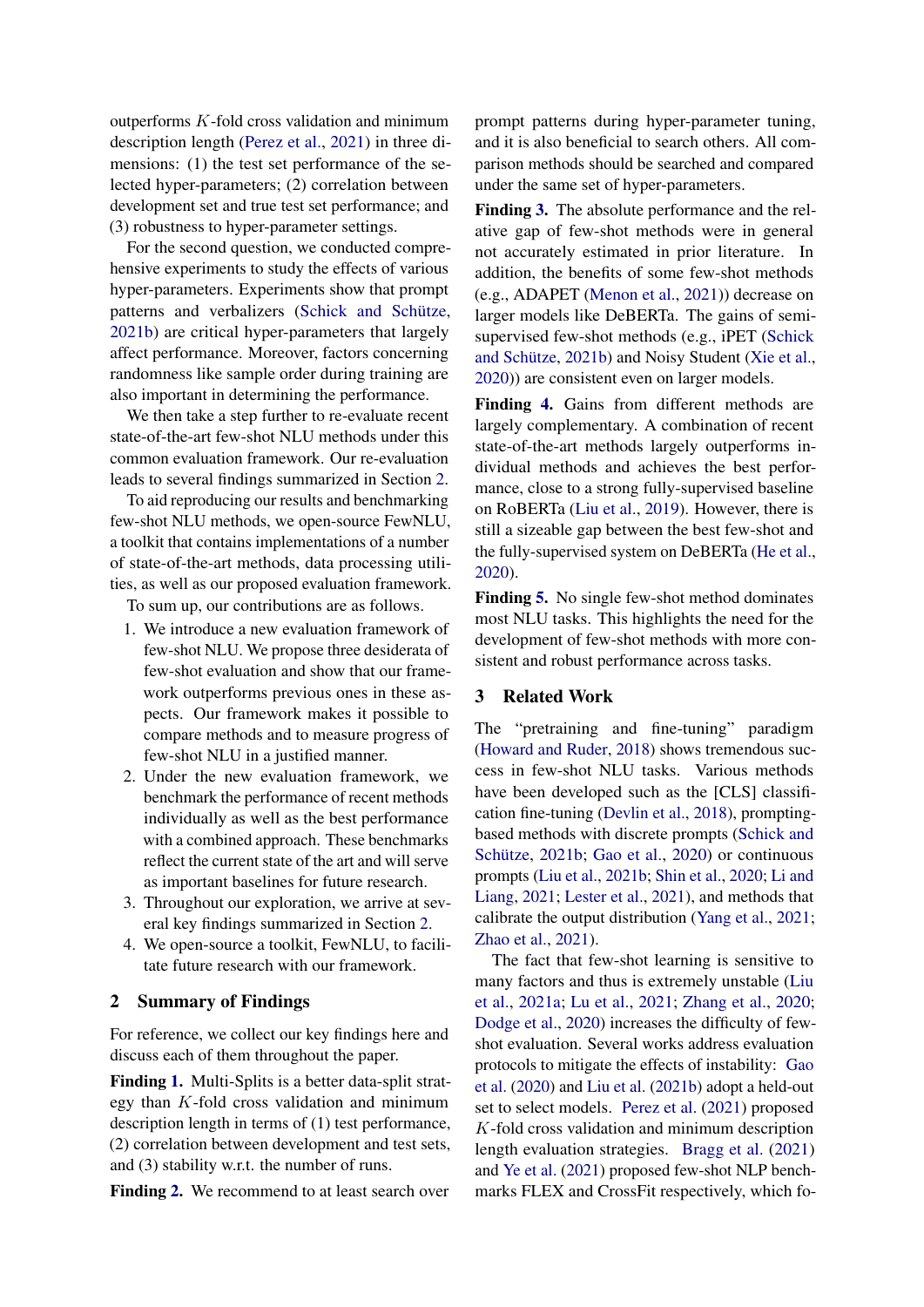outperforms $K$-fold cross validation and minimum description length (Perez et al., 2021) in three dimensions: (1) the test set performance of the selected hyper-parameters; (2) correlation between development set and true test set performance; and (3) robustness to hyper-parameter settings.

For the second question, we conducted comprehensive experiments to study the effects of various hyper-parameters. Experiments show that prompt patterns and verbalizers (Schick and Schütze, 2021b) are critical hyper-parameters that largely affect performance. Moreover, factors concerning randomness like sample order during training are also important in determining the performance.

We then take a step further to re-evaluate recent state-of-the-art few-shot NLU methods under this common evaluation framework. Our re-evaluation leads to several findings summarized in Section 2.

To aid reproducing our results and benchmarking few-shot NLU methods, we open-source FewNLU, a toolkit that contains implementations of a number of state-of-the-art methods, data processing utilities, as well as our proposed evaluation framework.

To sum up, our contributions are as follows.

1. We introduce a new evaluation framework of few-shot NLU. We propose three desiderata of few-shot evaluation and show that our framework outperforms previous ones in these aspects. Our framework makes it possible to compare methods and to measure progress of few-shot NLU in a justified manner.
2. Under the new evaluation framework, we benchmark the performance of recent methods individually as well as the best performance with a combined approach. These benchmarks reflect the current state of the art and will serve as important baselines for future research.
3. Throughout our exploration, we arrive at several key findings summarized in Section 2.
4. We open-source a toolkit, FewNLU, to facilitate future research with our framework.

## 2 Summary of Findings

For reference, we collect our key findings here and discuss each of them throughout the paper.

**Finding 1.** Multi-Splits is a better data-split strategy than $K$-fold cross validation and minimum description length in terms of (1) test performance, (2) correlation between development and test sets, and (3) stability w.r.t. the number of runs.

**Finding 2.** We recommend to at least search over prompt patterns during hyper-parameter tuning, and it is also beneficial to search others. All comparison methods should be searched and compared under the same set of hyper-parameters.

**Finding 3.** The absolute performance and the relative gap of few-shot methods were in general not accurately estimated in prior literature. In addition, the benefits of some few-shot methods (e.g., ADAPET (Menon et al., 2021)) decrease on larger models like DeBERTa. The gains of semi-supervised few-shot methods (e.g., iPET (Schick and Schütze, 2021b) and Noisy Student (Xie et al., 2020)) are consistent even on larger models.

**Finding 4.** Gains from different methods are largely complementary. A combination of recent state-of-the-art methods largely outperforms individual methods and achieves the best performance, close to a strong fully-supervised baseline on RoBERTa (Liu et al., 2019). However, there is still a sizeable gap between the best few-shot and the fully-supervised system on DeBERTa (He et al., 2020).

**Finding 5.** No single few-shot method dominates most NLU tasks. This highlights the need for the development of few-shot methods with more consistent and robust performance across tasks.

## 3 Related Work

The "pretraining and fine-tuning" paradigm (Howard and Ruder, 2018) shows tremendous success in few-shot NLU tasks. Various methods have been developed such as the [CLS] classification fine-tuning (Devlin et al., 2018), prompting-based methods with discrete prompts (Schick and Schütze, 2021b; Gao et al., 2020) or continuous prompts (Liu et al., 2021b; Shin et al., 2020; Li and Liang, 2021; Lester et al., 2021), and methods that calibrate the output distribution (Yang et al., 2021; Zhao et al., 2021).

The fact that few-shot learning is sensitive to many factors and thus is extremely unstable (Liu et al., 2021a; Lu et al., 2021; Zhang et al., 2020; Dodge et al., 2020) increases the difficulty of few-shot evaluation. Several works address evaluation protocols to mitigate the effects of instability: Gao et al. (2020) and Liu et al. (2021b) adopt a held-out set to select models. Perez et al. (2021) proposed $K$-fold cross validation and minimum description length evaluation strategies. Bragg et al. (2021) and Ye et al. (2021) proposed few-shot NLP benchmarks FLEX and CrossFit respectively, which fo-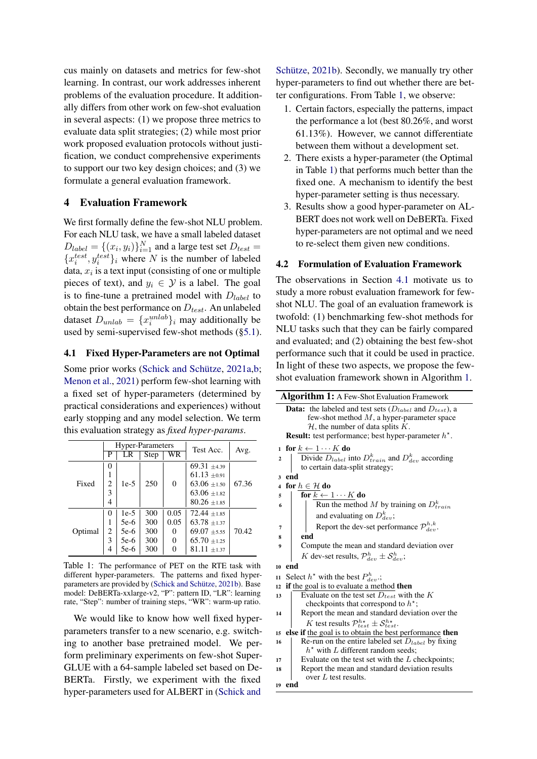cus mainly on datasets and metrics for few-shot learning. In contrast, our work addresses inherent problems of the evaluation procedure. It additionally differs from other work on few-shot evaluation in several aspects: (1) we propose three metrics to evaluate data split strategies; (2) while most prior work proposed evaluation protocols without justification, we conduct comprehensive experiments to support our two key design choices; and (3) we formulate a general evaluation framework.

## 4 Evaluation Framework

We first formally define the few-shot NLU problem. For each NLU task, we have a small labeled dataset $D_{label} = \{(x_i, y_i)\}_{i=1}^{N}$ and a large test set $D_{test} = \{x_i^{test}, y_i^{test}\}_i$ where $N$ is the number of labeled data, $x_i$ is a text input (consisting of one or multiple pieces of text), and $y_i \in \mathcal{Y}$ is a label. The goal is to fine-tune a pretrained model with $D_{label}$ to obtain the best performance on $D_{test}$. An unlabeled dataset $D_{unlab} = \{x_i^{unlab}\}_i$ may additionally be used by semi-supervised few-shot methods (§5.1).

### 4.1 Fixed Hyper-Parameters are not Optimal

Some prior works (Schick and Schütze, 2021a,b; Menon et al., 2021) perform few-shot learning with a fixed set of hyper-parameters (determined by practical considerations and experiences) without early stopping and any model selection. We term this evaluation strategy as *fixed hyper-params*.

| | Hyper-Parameters | | | | Test Acc. | Avg. |
|---|---|---|---|---|---|---|
| | P | LR | Step | WR | | |
| Fixed | 0 | 1e-5 | 250 | 0 | 69.31 $\pm$4.39 | 67.36 |
| | 1 | | | | 61.13 $\pm$0.91 | |
| | 2 | | | | 63.06 $\pm$1.50 | |
| | 3 | | | | 63.06 $\pm$1.82 | |
| | 4 | | | | 80.26 $\pm$1.85 | |
| Optimal | 0 | 1e-5 | 300 | 0.05 | 72.44 $\pm$1.85 | 70.42 |
| | 1 | 5e-6 | 300 | 0.05 | 63.78 $\pm$1.37 | |
| | 2 | 5e-6 | 300 | 0 | 69.07 $\pm$5.55 | |
| | 3 | 5e-6 | 300 | 0 | 65.70 $\pm$1.25 | |
| | 4 | 5e-6 | 300 | 0 | 81.11 $\pm$1.37 | |

Table 1: The performance of PET on the RTE task with different hyper-parameters. The patterns and fixed hyper-parameters are provided by (Schick and Schütze, 2021b). Base model: DeBERTa-xxlarge-v2, "P": pattern ID, "LR": learning rate, "Step": number of training steps, "WR": warm-up ratio.

We would like to know how well fixed hyper-parameters transfer to a new scenario, e.g. switching to another base pretrained model. We perform preliminary experiments on few-shot SuperGLUE with a 64-sample labeled set based on DeBERTa. Firstly, we experiment with the fixed hyper-parameters used for ALBERT in (Schick and Schütze, 2021b). Secondly, we manually try other hyper-parameters to find out whether there are better configurations. From Table 1, we observe:

1. Certain factors, especially the patterns, impact the performance a lot (best 80.26%, and worst 61.13%). However, we cannot differentiate between them without a development set.
2. There exists a hyper-parameter (the Optimal in Table 1) that performs much better than the fixed one. A mechanism to identify the best hyper-parameter setting is thus necessary.
3. Results show a good hyper-parameter on ALBERT does not work well on DeBERTa. Fixed hyper-parameters are not optimal and we need to re-select them given new conditions.

### 4.2 Formulation of Evaluation Framework

The observations in Section 4.1 motivate us to study a more robust evaluation framework for few-shot NLU. The goal of an evaluation framework is twofold: (1) benchmarking few-shot methods for NLU tasks such that they can be fairly compared and evaluated; and (2) obtaining the best few-shot performance such that it could be used in practice. In light of these two aspects, we propose the few-shot evaluation framework shown in Algorithm 1.

**Algorithm 1:** A Few-Shot Evaluation Framework

**Data:** the labeled and test sets ($D_{label}$ and $D_{test}$), a few-shot method $M$, a hyper-parameter space $\mathcal{H}$, the number of data splits $K$.
**Result:** test performance; best hyper-parameter $h^\star$.

```
1  for k ← 1···K do
2  |   Divide D_label into D^k_train and D^k_dev according
   |   to certain data-split strategy;
3  end
4  for h ∈ H do
5  |   for k ← 1···K do
6  |   |   Run the method M by training on D^k_train
   |   |   and evaluating on D^k_dev;
7  |   |   Report the dev-set performance P^{h,k}_dev.
8  |   end
9  |   Compute the mean and standard deviation over
   |   K dev-set results, P^h_dev ± S^h_dev;
10 end
11 Select h* with the best P^h_dev;
12 if the goal is to evaluate a method then
13 |   Evaluate on the test set D_test with the K
   |   checkpoints that correspond to h*;
14 |   Report the mean and standard deviation over the
   |   K test results P^{h*}_test ± S^{h*}_test.
15 else if the goal is to obtain the best performance then
16 |   Re-run on the entire labeled set D_label by fixing
   |   h* with L different random seeds;
17 |   Evaluate on the test set with the L checkpoints;
18 |   Report the mean and standard deviation results
   |   over L test results.
19 end
```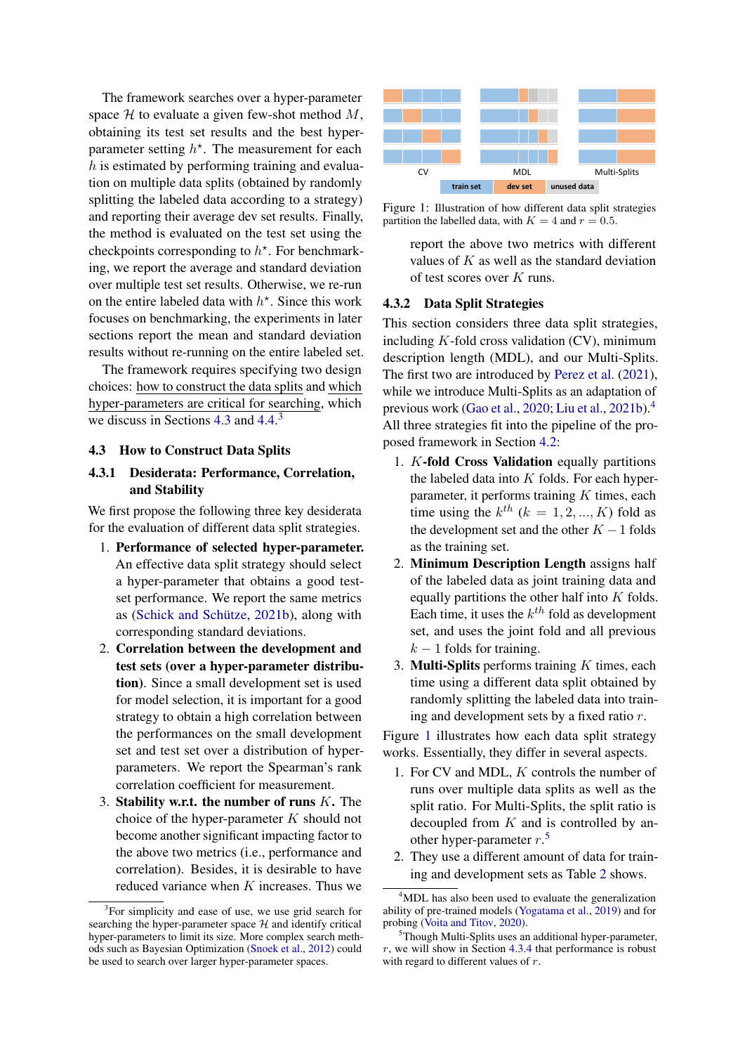The framework searches over a hyper-parameter space $\mathcal{H}$ to evaluate a given few-shot method $M$, obtaining its test set results and the best hyper-parameter setting $h^{\star}$. The measurement for each $h$ is estimated by performing training and evaluation on multiple data splits (obtained by randomly splitting the labeled data according to a strategy) and reporting their average dev set results. Finally, the method is evaluated on the test set using the checkpoints corresponding to $h^{\star}$. For benchmarking, we report the average and standard deviation over multiple test set results. Otherwise, we re-run on the entire labeled data with $h^{\star}$. Since this work focuses on benchmarking, the experiments in later sections report the mean and standard deviation results without re-running on the entire labeled set.

The framework requires specifying two design choices: how to construct the data splits and which hyper-parameters are critical for searching, which we discuss in Sections 4.3 and 4.4.[3]

## 4.3 How to Construct Data Splits

### 4.3.1 Desiderata: Performance, Correlation, and Stability

We first propose the following three key desiderata for the evaluation of different data split strategies.

1. **Performance of selected hyper-parameter.** An effective data split strategy should select a hyper-parameter that obtains a good test-set performance. We report the same metrics as (Schick and Schütze, 2021b), along with corresponding standard deviations.
2. **Correlation between the development and test sets (over a hyper-parameter distribution).** Since a small development set is used for model selection, it is important for a good strategy to obtain a high correlation between the performances on the small development set and test set over a distribution of hyper-parameters. We report the Spearman's rank correlation coefficient for measurement.
3. **Stability w.r.t. the number of runs $K$.** The choice of the hyper-parameter $K$ should not become another significant impacting factor to the above two metrics (i.e., performance and correlation). Besides, it is desirable to have reduced variance when $K$ increases. Thus we report the above two metrics with different values of $K$ as well as the standard deviation of test scores over $K$ runs.

[3] For simplicity and ease of use, we use grid search for searching the hyper-parameter space $\mathcal{H}$ and identify critical hyper-parameters to limit its size. More complex search methods such as Bayesian Optimization (Snoek et al., 2012) could be used to search over larger hyper-parameter spaces.

Figure 1: Illustration of how different data split strategies partition the labelled data, with $K = 4$ and $r = 0.5$.

### 4.3.2 Data Split Strategies

This section considers three data split strategies, including $K$-fold cross validation (CV), minimum description length (MDL), and our Multi-Splits. The first two are introduced by Perez et al. (2021), while we introduce Multi-Splits as an adaptation of previous work (Gao et al., 2020; Liu et al., 2021b).[4] All three strategies fit into the pipeline of the proposed framework in Section 4.2:

1. **$K$-fold Cross Validation** equally partitions the labeled data into $K$ folds. For each hyper-parameter, it performs training $K$ times, each time using the $k^{th}$ ($k = 1, 2, ..., K$) fold as the development set and the other $K-1$ folds as the training set.
2. **Minimum Description Length** assigns half of the labeled data as joint training data and equally partitions the other half into $K$ folds. Each time, it uses the $k^{th}$ fold as development set, and uses the joint fold and all previous $k-1$ folds for training.
3. **Multi-Splits** performs training $K$ times, each time using a different data split obtained by randomly splitting the labeled data into training and development sets by a fixed ratio $r$.

Figure 1 illustrates how each data split strategy works. Essentially, they differ in several aspects.

1. For CV and MDL, $K$ controls the number of runs over multiple data splits as well as the split ratio. For Multi-Splits, the split ratio is decoupled from $K$ and is controlled by another hyper-parameter $r$.[5]
2. They use a different amount of data for training and development sets as Table 2 shows.

[4] MDL has also been used to evaluate the generalization ability of pre-trained models (Yogatama et al., 2019) and for probing (Voita and Titov, 2020).

[5] Though Multi-Splits uses an additional hyper-parameter, $r$, we will show in Section 4.3.4 that performance is robust with regard to different values of $r$.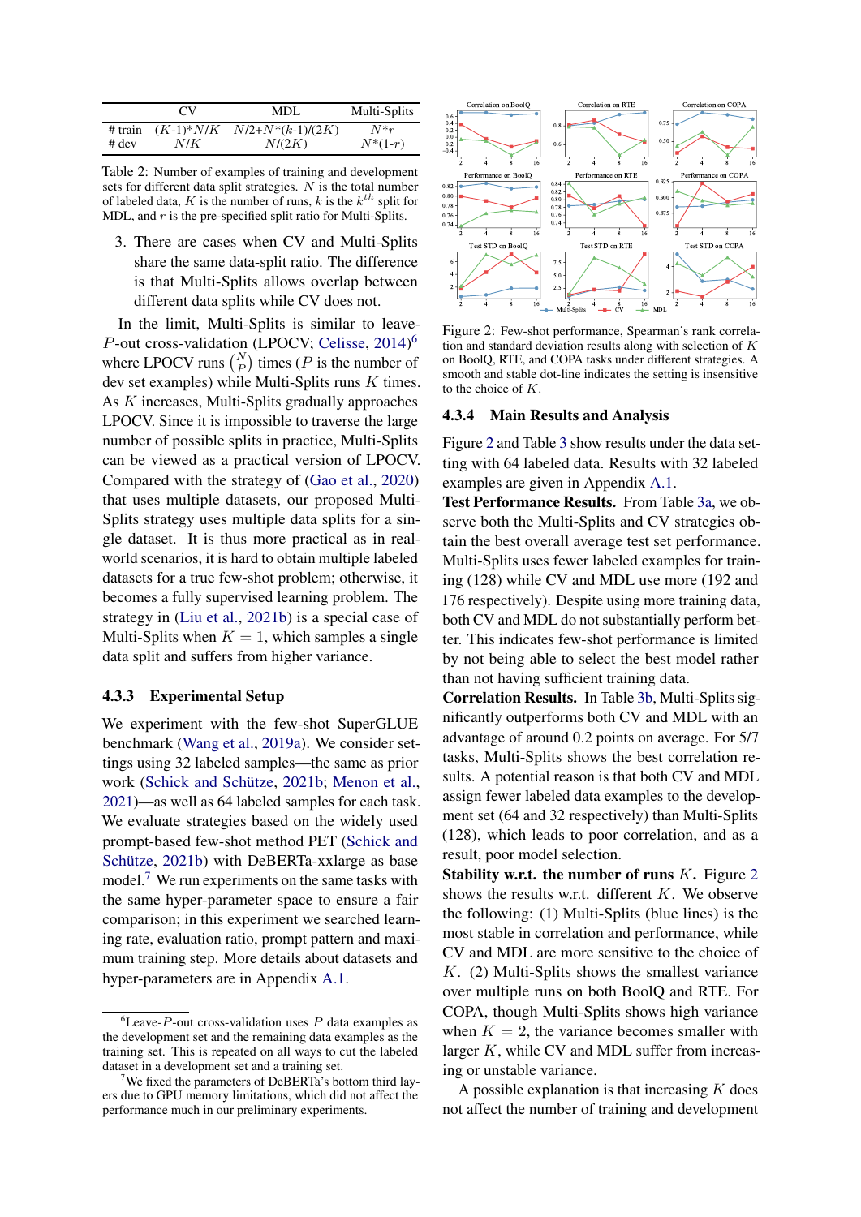|  | CV | MDL | Multi-Splits |
|---|---|---|---|
| # train | $(K\text{-}1)*N/K$ | $N/2$+$N*(k\text{-}1)/(2K)$ | $N*r$ |
| # dev | $N/K$ | $N/(2K)$ | $N*(1\text{-}r)$ |

Table 2: Number of examples of training and development sets for different data split strategies. $N$ is the total number of labeled data, $K$ is the number of runs, $k$ is the $k^{th}$ split for MDL, and $r$ is the pre-specified split ratio for Multi-Splits.

3. There are cases when CV and Multi-Splits share the same data-split ratio. The difference is that Multi-Splits allows overlap between different data splits while CV does not.

In the limit, Multi-Splits is similar to leave-$P$-out cross-validation (LPOCV; Celisse, 2014)[6] where LPOCV runs $\binom{N}{P}$ times ($P$ is the number of dev set examples) while Multi-Splits runs $K$ times. As $K$ increases, Multi-Splits gradually approaches LPOCV. Since it is impossible to traverse the large number of possible splits in practice, Multi-Splits can be viewed as a practical version of LPOCV. Compared with the strategy of (Gao et al., 2020) that uses multiple datasets, our proposed Multi-Splits strategy uses multiple data splits for a single dataset. It is thus more practical as in real-world scenarios, it is hard to obtain multiple labeled datasets for a true few-shot problem; otherwise, it becomes a fully supervised learning problem. The strategy in (Liu et al., 2021b) is a special case of Multi-Splits when $K = 1$, which samples a single data split and suffers from higher variance.

### 4.3.3 Experimental Setup

We experiment with the few-shot SuperGLUE benchmark (Wang et al., 2019a). We consider settings using 32 labeled samples—the same as prior work (Schick and Schütze, 2021b; Menon et al., 2021)—as well as 64 labeled samples for each task. We evaluate strategies based on the widely used prompt-based few-shot method PET (Schick and Schütze, 2021b) with DeBERTa-xxlarge as base model.[7] We run experiments on the same tasks with the same hyper-parameter space to ensure a fair comparison; in this experiment we searched learning rate, evaluation ratio, prompt pattern and maximum training step. More details about datasets and hyper-parameters are in Appendix A.1.

[6] Leave-$P$-out cross-validation uses $P$ data examples as the development set and the remaining data examples as the training set. This is repeated on all ways to cut the labeled dataset in a development set and a training set.

[7] We fixed the parameters of DeBERTa's bottom third layers due to GPU memory limitations, which did not affect the performance much in our preliminary experiments.

Figure 2: Few-shot performance, Spearman's rank correlation and standard deviation results along with selection of $K$ on BoolQ, RTE, and COPA tasks under different strategies. A smooth and stable dot-line indicates the setting is insensitive to the choice of $K$.

### 4.3.4 Main Results and Analysis

Figure 2 and Table 3 show results under the data setting with 64 labeled data. Results with 32 labeled examples are given in Appendix A.1.

**Test Performance Results.** From Table 3a, we observe both the Multi-Splits and CV strategies obtain the best overall average test set performance. Multi-Splits uses fewer labeled examples for training (128) while CV and MDL use more (192 and 176 respectively). Despite using more training data, both CV and MDL do not substantially perform better. This indicates few-shot performance is limited by not being able to select the best model rather than not having sufficient training data.

**Correlation Results.** In Table 3b, Multi-Splits significantly outperforms both CV and MDL with an advantage of around 0.2 points on average. For 5/7 tasks, Multi-Splits shows the best correlation results. A potential reason is that both CV and MDL assign fewer labeled data examples to the development set (64 and 32 respectively) than Multi-Splits (128), which leads to poor correlation, and as a result, poor model selection.

**Stability w.r.t. the number of runs $K$.** Figure 2 shows the results w.r.t. different $K$. We observe the following: (1) Multi-Splits (blue lines) is the most stable in correlation and performance, while CV and MDL are more sensitive to the choice of $K$. (2) Multi-Splits shows the smallest variance over multiple runs on both BoolQ and RTE. For COPA, though Multi-Splits shows high variance when $K = 2$, the variance becomes smaller with larger $K$, while CV and MDL suffer from increasing or unstable variance.

A possible explanation is that increasing $K$ does not affect the number of training and development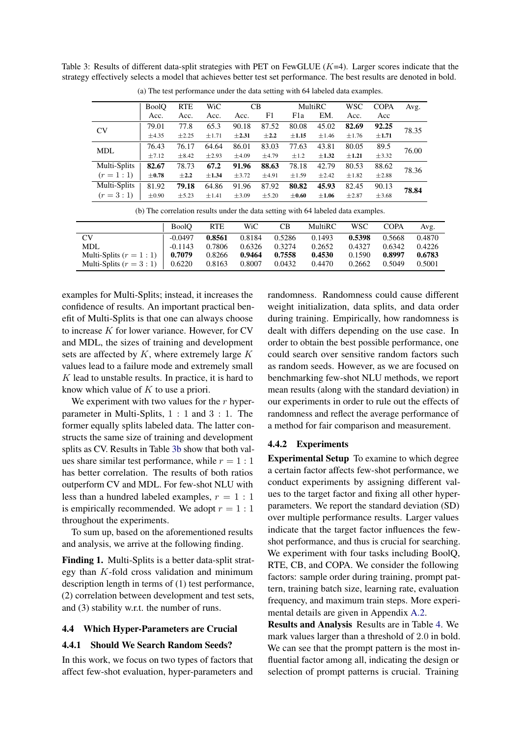Table 3: Results of different data-split strategies with PET on FewGLUE ($K$=4). Larger scores indicate that the strategy effectively selects a model that achieves better test set performance. The best results are denoted in bold.

(a) The test performance under the data setting with 64 labeled data examples.

| | BoolQ | RTE | WiC | CB | | MultiRC | | WSC | COPA | Avg. |
|---|---|---|---|---|---|---|---|---|---|---|
| | Acc. | Acc. | Acc. | Acc. | F1 | F1a | EM. | Acc. | Acc | |
| CV | 79.01 $\pm$4.35 | 77.8 $\pm$2.25 | 65.3 $\pm$1.71 | 90.18 $\pm$**2.31** | 87.52 $\pm$**2.2** | 80.08 $\pm$**1.15** | 45.02 $\pm$1.46 | **82.69** $\pm$1.76 | **92.25** $\pm$**1.71** | 78.35 |
| MDL | 76.43 $\pm$7.12 | 76.17 $\pm$8.42 | 64.64 $\pm$2.93 | 86.01 $\pm$4.09 | 83.03 $\pm$4.79 | 77.63 $\pm$1.2 | 43.81 $\pm$**1.32** | 80.05 $\pm$**1.21** | 89.5 $\pm$3.32 | 76.00 |
| Multi-Splits ($r = 1:1$) | **82.67** $\pm$**0.78** | 78.73 $\pm$**2.2** | **67.2** $\pm$**1.34** | **91.96** $\pm$3.72 | **88.63** $\pm$4.91 | 78.18 $\pm$1.59 | 42.79 $\pm$2.42 | 80.53 $\pm$1.82 | 88.62 $\pm$2.88 | 78.36 |
| Multi-Splits ($r = 3:1$) | 81.92 $\pm$0.90 | **79.18** $\pm$5.23 | 64.86 $\pm$1.41 | 91.96 $\pm$3.09 | 87.92 $\pm$5.20 | **80.82** $\pm$**0.60** | **45.93** $\pm$**1.06** | 82.45 $\pm$2.87 | 90.13 $\pm$3.68 | **78.84** |

(b) The correlation results under the data setting with 64 labeled data examples.

| | BoolQ | RTE | WiC | CB | MultiRC | WSC | COPA | Avg. |
|---|---|---|---|---|---|---|---|---|
| CV | -0.0497 | **0.8561** | 0.8184 | 0.5286 | 0.1493 | **0.5398** | 0.5668 | 0.4870 |
| MDL | -0.1143 | 0.7806 | 0.6326 | 0.3274 | 0.2652 | 0.4327 | 0.6342 | 0.4226 |
| Multi-Splits ($r = 1:1$) | **0.7079** | 0.8266 | **0.9464** | **0.7558** | **0.4530** | 0.1590 | **0.8997** | **0.6783** |
| Multi-Splits ($r = 3:1$) | 0.6220 | 0.8163 | 0.8007 | 0.0432 | 0.4470 | 0.2662 | 0.5049 | 0.5001 |

examples for Multi-Splits; instead, it increases the confidence of results. An important practical benefit of Multi-Splits is that one can always choose to increase $K$ for lower variance. However, for CV and MDL, the sizes of training and development sets are affected by $K$, where extremely large $K$ values lead to a failure mode and extremely small $K$ lead to unstable results. In practice, it is hard to know which value of $K$ to use a priori.

We experiment with two values for the $r$ hyper-parameter in Multi-Splits, $1:1$ and $3:1$. The former equally splits labeled data. The latter constructs the same size of training and development splits as CV. Results in Table 3b show that both values share similar test performance, while $r = 1:1$ has better correlation. The results of both ratios outperform CV and MDL. For few-shot NLU with less than a hundred labeled examples, $r = 1:1$ is empirically recommended. We adopt $r = 1:1$ throughout the experiments.

To sum up, based on the aforementioned results and analysis, we arrive at the following finding.

**Finding 1.** Multi-Splits is a better data-split strategy than $K$-fold cross validation and minimum description length in terms of (1) test performance, (2) correlation between development and test sets, and (3) stability w.r.t. the number of runs.

## 4.4 Which Hyper-Parameters are Crucial

### 4.4.1 Should We Search Random Seeds?

In this work, we focus on two types of factors that affect few-shot evaluation, hyper-parameters and randomness. Randomness could cause different weight initialization, data splits, and data order during training. Empirically, how randomness is dealt with differs depending on the use case. In order to obtain the best possible performance, one could search over sensitive random factors such as random seeds. However, as we are focused on benchmarking few-shot NLU methods, we report mean results (along with the standard deviation) in our experiments in order to rule out the effects of randomness and reflect the average performance of a method for fair comparison and measurement.

### 4.4.2 Experiments

**Experimental Setup** To examine to which degree a certain factor affects few-shot performance, we conduct experiments by assigning different values to the target factor and fixing all other hyper-parameters. We report the standard deviation (SD) over multiple performance results. Larger values indicate that the target factor influences the few-shot performance, and thus is crucial for searching. We experiment with four tasks including BoolQ, RTE, CB, and COPA. We consider the following factors: sample order during training, prompt pattern, training batch size, learning rate, evaluation frequency, and maximum train steps. More experimental details are given in Appendix A.2.

**Results and Analysis** Results are in Table 4. We mark values larger than a threshold of 2.0 in bold. We can see that the prompt pattern is the most influential factor among all, indicating the design or selection of prompt patterns is crucial. Training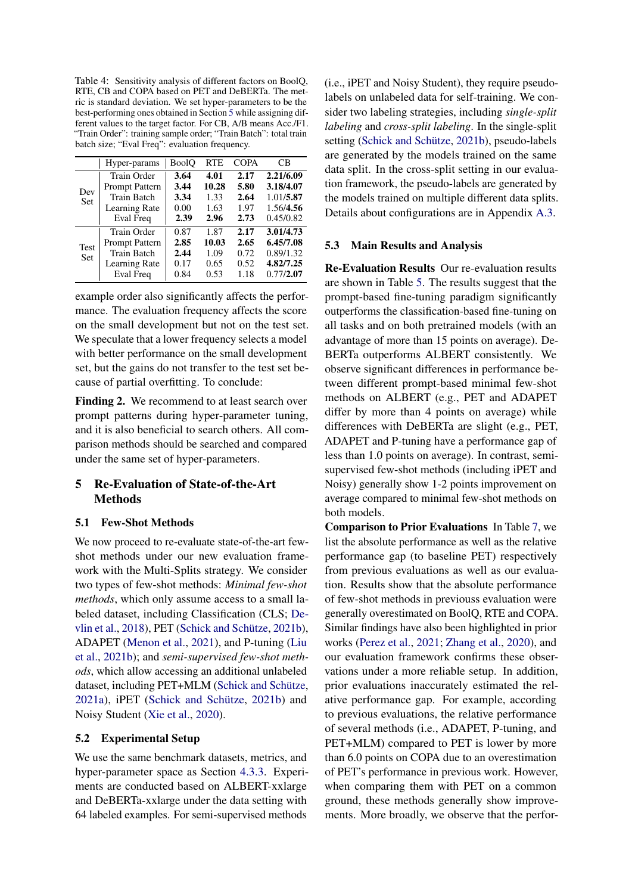Table 4: Sensitivity analysis of different factors on BoolQ, RTE, CB and COPA based on PET and DeBERTa. The metric is standard deviation. We set hyper-parameters to be the best-performing ones obtained in Section 5 while assigning different values to the target factor. For CB, A/B means Acc./F1. "Train Order": training sample order; "Train Batch": total train batch size; "Eval Freq": evaluation frequency.

| | Hyper-params | BoolQ | RTE | COPA | CB |
|---|---|---|---|---|---|
| Dev Set | Train Order | **3.64** | **4.01** | **2.17** | **2.21/6.09** |
| | Prompt Pattern | **3.44** | **10.28** | **5.80** | **3.18/4.07** |
| | Train Batch | **3.34** | 1.33 | **2.64** | 1.01/**5.87** |
| | Learning Rate | 0.00 | 1.63 | 1.97 | 1.56/**4.56** |
| | Eval Freq | **2.39** | **2.96** | **2.73** | 0.45/0.82 |
| Test Set | Train Order | 0.87 | 1.87 | **2.17** | **3.01/4.73** |
| | Prompt Pattern | **2.85** | **10.03** | **2.65** | **6.45/7.08** |
| | Train Batch | **2.44** | 1.09 | 0.72 | 0.89/1.32 |
| | Learning Rate | 0.17 | 0.65 | 0.52 | **4.82/7.25** |
| | Eval Freq | 0.84 | 0.53 | 1.18 | 0.77/**2.07** |

example order also significantly affects the performance. The evaluation frequency affects the score on the small development but not on the test set. We speculate that a lower frequency selects a model with better performance on the small development set, but the gains do not transfer to the test set because of partial overfitting. To conclude:

**Finding 2.** We recommend to at least search over prompt patterns during hyper-parameter tuning, and it is also beneficial to search others. All comparison methods should be searched and compared under the same set of hyper-parameters.

## 5 Re-Evaluation of State-of-the-Art Methods

### 5.1 Few-Shot Methods

We now proceed to re-evaluate state-of-the-art few-shot methods under our new evaluation framework with the Multi-Splits strategy. We consider two types of few-shot methods: *Minimal few-shot methods*, which only assume access to a small labeled dataset, including Classification (CLS; Devlin et al., 2018), PET (Schick and Schütze, 2021b), ADAPET (Menon et al., 2021), and P-tuning (Liu et al., 2021b); and *semi-supervised few-shot methods*, which allow accessing an additional unlabeled dataset, including PET+MLM (Schick and Schütze, 2021a), iPET (Schick and Schütze, 2021b) and Noisy Student (Xie et al., 2020).

### 5.2 Experimental Setup

We use the same benchmark datasets, metrics, and hyper-parameter space as Section 4.3.3. Experiments are conducted based on ALBERT-xxlarge and DeBERTa-xxlarge under the data setting with 64 labeled examples. For semi-supervised methods (i.e., iPET and Noisy Student), they require pseudo-labels on unlabeled data for self-training. We consider two labeling strategies, including *single-split labeling* and *cross-split labeling*. In the single-split setting (Schick and Schütze, 2021b), pseudo-labels are generated by the models trained on the same data split. In the cross-split setting in our evaluation framework, the pseudo-labels are generated by the models trained on multiple different data splits. Details about configurations are in Appendix A.3.

### 5.3 Main Results and Analysis

**Re-Evaluation Results** Our re-evaluation results are shown in Table 5. The results suggest that the prompt-based fine-tuning paradigm significantly outperforms the classification-based fine-tuning on all tasks and on both pretrained models (with an advantage of more than 15 points on average). DeBERTa outperforms ALBERT consistently. We observe significant differences in performance between different prompt-based minimal few-shot methods on ALBERT (e.g., PET and ADAPET differ by more than 4 points on average) while differences with DeBERTa are slight (e.g., PET, ADAPET and P-tuning have a performance gap of less than 1.0 points on average). In contrast, semi-supervised few-shot methods (including iPET and Noisy) generally show 1-2 points improvement on average compared to minimal few-shot methods on both models.

**Comparison to Prior Evaluations** In Table 7, we list the absolute performance as well as the relative performance gap (to baseline PET) respectively from previous evaluations as well as our evaluation. Results show that the absolute performance of few-shot methods in previouss evaluation were generally overestimated on BoolQ, RTE and COPA. Similar findings have also been highlighted in prior works (Perez et al., 2021; Zhang et al., 2020), and our evaluation framework confirms these observations under a more reliable setup. In addition, prior evaluations inaccurately estimated the relative performance gap. For example, according to previous evaluations, the relative performance of several methods (i.e., ADAPET, P-tuning, and PET+MLM) compared to PET is lower by more than 6.0 points on COPA due to an overestimation of PET's performance in previous work. However, when comparing them with PET on a common ground, these methods generally show improvements. More broadly, we observe that the perfor-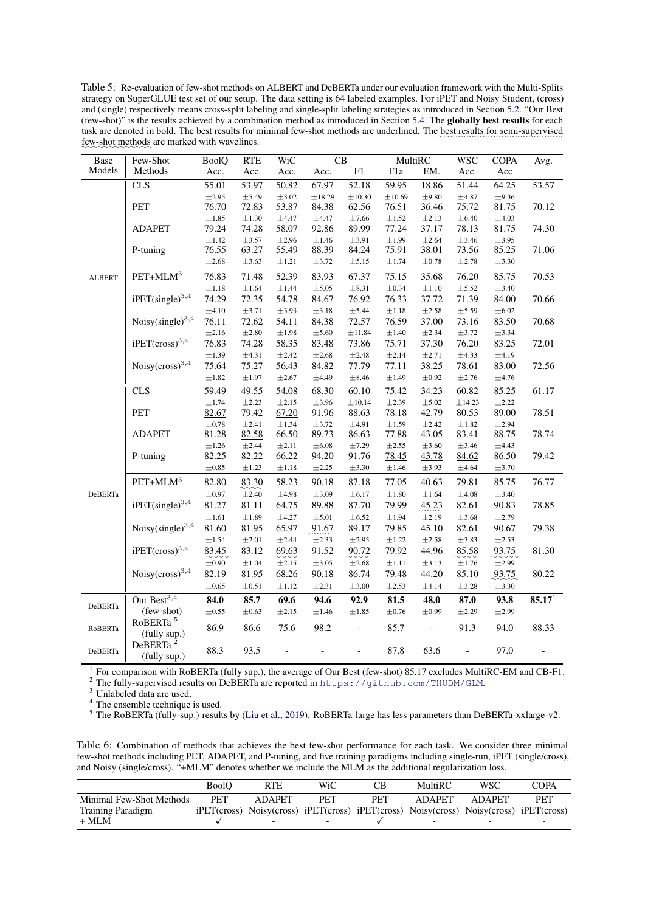Table 5: Re-evaluation of few-shot methods on ALBERT and DeBERTa under our evaluation framework with the Multi-Splits strategy on SuperGLUE test set of our setup. The data setting is 64 labeled examples. For iPET and Noisy Student, (cross) and (single) respectively means cross-split labeling and single-split labeling strategies as introduced in Section 5.2. "Our Best (few-shot)" is the results achieved by a combination method as introduced in Section 5.4. The **globally best results** for each task are denoted in bold. The best results for minimal few-shot methods are underlined. The best results for semi-supervised few-shot methods are marked with wavelines.

| Base Models | Few-Shot Methods | BoolQ Acc. | RTE Acc. | WiC Acc. | CB Acc. | CB F1 | MultiRC F1a | MultiRC EM. | WSC Acc. | COPA Acc | Avg. |
|---|---|---|---|---|---|---|---|---|---|---|---|
| ALBERT | CLS | 55.01 ±2.95 | 53.97 ±5.49 | 50.82 ±3.02 | 67.97 ±18.29 | 52.18 ±10.30 | 59.95 ±10.69 | 18.86 ±9.80 | 51.44 ±4.87 | 64.25 ±9.36 | 53.57 |
| | PET | 76.70 ±1.85 | 72.83 ±1.30 | 53.87 ±4.47 | 84.38 ±4.47 | 62.56 ±7.66 | 76.51 ±1.52 | 36.46 ±2.13 | 75.72 ±6.40 | 81.75 ±4.03 | 70.12 |
| | ADAPET | 79.24 ±1.42 | 74.28 ±3.57 | 58.07 ±2.96 | 92.86 ±1.46 | 89.99 ±3.91 | 77.24 ±1.99 | 37.17 ±2.64 | 78.13 ±3.46 | 81.75 ±3.95 | 74.30 |
| | P-tuning | 76.55 ±2.68 | 63.27 ±3.63 | 55.49 ±1.21 | 88.39 ±3.72 | 84.24 ±5.15 | 75.91 ±1.74 | 38.01 ±0.78 | 73.56 ±2.78 | 85.25 ±3.30 | 71.06 |
| | PET+MLM[3] | 76.83 ±1.18 | 71.48 ±1.64 | 52.39 ±1.44 | 83.93 ±5.05 | 67.37 ±8.31 | 75.15 ±0.34 | 35.68 ±1.10 | 76.20 ±5.52 | 85.75 ±3.40 | 70.53 |
| | iPET(single)[3,4] | 74.29 ±4.10 | 72.35 ±3.71 | 54.78 ±3.93 | 84.67 ±3.18 | 76.92 ±5.44 | 76.33 ±1.18 | 37.72 ±2.58 | 71.39 ±5.59 | 84.00 ±6.02 | 70.66 |
| | Noisy(single)[3,4] | 76.11 ±2.16 | 72.62 ±2.80 | 54.11 ±1.98 | 84.38 ±5.60 | 72.57 ±11.84 | 76.59 ±1.40 | 37.00 ±2.34 | 73.16 ±3.72 | 83.50 ±3.34 | 70.68 |
| | iPET(cross)[3,4] | 76.83 ±1.39 | 74.28 ±4.31 | 58.35 ±2.42 | 83.48 ±2.68 | 73.86 ±2.48 | 75.71 ±2.14 | 37.30 ±2.71 | 76.20 ±4.33 | 83.25 ±4.19 | 72.01 |
| | Noisy(cross)[3,4] | 75.64 ±1.82 | 75.27 ±1.97 | 56.43 ±2.67 | 84.82 ±4.49 | 77.79 ±8.46 | 77.11 ±1.49 | 38.25 ±0.92 | 78.61 ±2.76 | 83.00 ±4.76 | 72.56 |
| DeBERTa | CLS | 59.49 ±1.74 | 49.55 ±2.23 | 54.08 ±2.15 | 68.30 ±3.96 | 60.10 ±10.14 | 75.42 ±2.39 | 34.23 ±5.02 | 60.82 ±14.23 | 85.25 ±2.22 | 61.17 |
| | PET | <u>82.67</u> ±0.78 | 79.42 ±2.41 | <u>67.20</u> ±1.34 | 91.96 ±3.72 | 88.63 ±4.91 | 78.18 ±1.59 | 42.79 ±2.42 | 80.53 ±1.82 | <u>89.00</u> ±2.94 | 78.51 |
| | ADAPET | 81.28 ±1.26 | <u>82.58</u> ±2.44 | 66.50 ±2.11 | 89.73 ±6.08 | 86.63 ±7.29 | 77.88 ±2.55 | 43.05 ±3.60 | 83.41 ±3.46 | 88.75 ±4.43 | 78.74 |
| | P-tuning | 82.25 ±0.85 | 82.22 ±1.23 | 66.22 ±1.18 | <u>94.20</u> ±2.25 | <u>91.76</u> ±3.30 | <u>78.45</u> ±1.46 | <u>43.78</u> ±3.93 | <u>84.62</u> ±4.64 | 86.50 ±3.70 | <u>79.42</u> |
| | PET+MLM[3] | 82.80 ±0.97 | 83.30 ±2.40 | 58.23 ±4.98 | 90.18 ±3.09 | 87.18 ±6.17 | 77.05 ±1.80 | 40.63 ±1.64 | 79.81 ±4.08 | 85.75 ±3.40 | 76.77 |
| | iPET(single)[3,4] | 81.27 ±1.61 | 81.11 ±1.89 | 64.75 ±4.27 | 89.88 ±5.01 | 87.70 ±6.52 | 79.99 ±1.94 | 45.23 ±2.19 | 82.61 ±3.68 | 90.83 ±2.79 | 78.85 |
| | Noisy(single)[3,4] | 81.60 ±1.54 | 81.95 ±2.01 | 65.97 ±2.44 | 91.67 ±2.33 | 89.17 ±2.95 | 79.85 ±1.22 | 45.10 ±2.58 | 82.61 ±3.83 | 90.67 ±2.53 | 79.38 |
| | iPET(cross)[3,4] | 83.45 ±0.90 | 83.12 ±1.04 | 69.63 ±2.15 | 91.52 ±3.05 | 90.72 ±2.68 | 79.92 ±1.11 | 44.96 ±3.13 | 85.58 ±1.76 | 93.75 ±2.99 | 81.30 |
| | Noisy(cross)[3,4] | 82.19 ±0.65 | 81.95 ±0.51 | 68.26 ±1.12 | 90.18 ±2.31 | 86.74 ±3.00 | 79.48 ±2.53 | 44.20 ±4.14 | 85.10 ±3.28 | 93.75 ±3.30 | 80.22 |
| DeBERTa | Our Best[3,4] (few-shot) | **84.0** ±0.55 | **85.7** ±0.63 | **69.6** ±2.15 | **94.6** ±1.46 | **92.9** ±1.85 | **81.5** ±0.76 | **48.0** ±0.99 | **87.0** ±2.29 | **93.8** ±2.99 | **85.17**[1] |
| RoBERTa | RoBERTa[5] (fully sup.) | 86.9 | 86.6 | 75.6 | 98.2 | - | 85.7 | - | 91.3 | 94.0 | 88.33 |
| DeBERTa | DeBERTa[2] (fully sup.) | 88.3 | 93.5 | - | - | - | 87.8 | 63.6 | - | 97.0 | - |

[1] For comparison with RoBERTa (fully sup.), the average of Our Best (few-shot) 85.17 excludes MultiRC-EM and CB-F1.
[2] The fully-supervised results on DeBERTa are reported in https://github.com/THUDM/GLM.
[3] Unlabeled data are used.
[4] The ensemble technique is used.
[5] The RoBERTa (fully-sup.) results by (Liu et al., 2019). RoBERTa-large has less parameters than DeBERTa-xxlarge-v2.

Table 6: Combination of methods that achieves the best few-shot performance for each task. We consider three minimal few-shot methods including PET, ADAPET, and P-tuning, and five training paradigms including single-run, iPET (single/cross), and Noisy (single/cross). "+MLM" denotes whether we include the MLM as the additional regularization loss.

| | BoolQ | RTE | WiC | CB | MultiRC | WSC | COPA |
|---|---|---|---|---|---|---|---|
| Minimal Few-Shot Methods | PET | ADAPET | PET | PET | ADAPET | ADAPET | PET |
| Training Paradigm | iPET(cross) | Noisy(cross) | iPET(cross) | iPET(cross) | Noisy(cross) | Noisy(cross) | iPET(cross) |
| + MLM | ✓ | - | - | ✓ | - | - | - |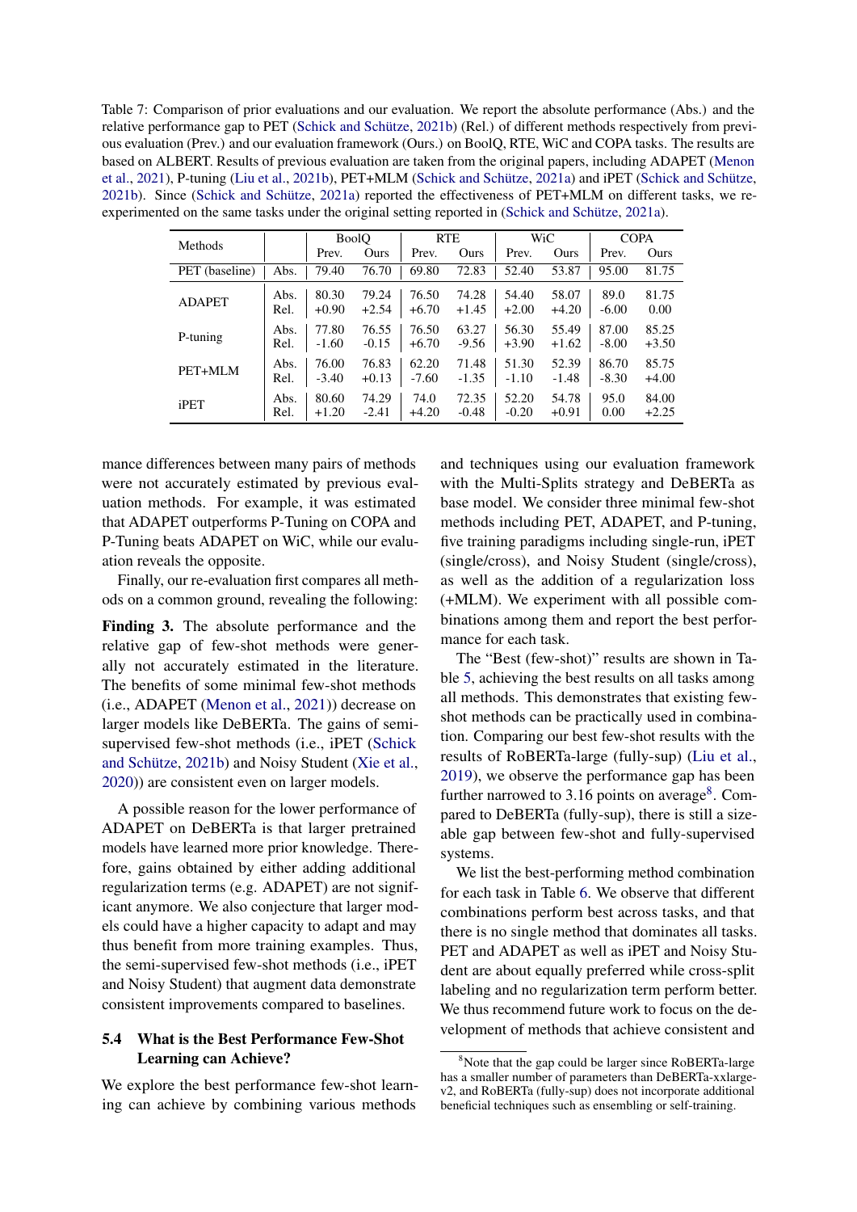Table 7: Comparison of prior evaluations and our evaluation. We report the absolute performance (Abs.) and the relative performance gap to PET (Schick and Schütze, 2021b) (Rel.) of different methods respectively from previous evaluation (Prev.) and our evaluation framework (Ours.) on BoolQ, RTE, WiC and COPA tasks. The results are based on ALBERT. Results of previous evaluation are taken from the original papers, including ADAPET (Menon et al., 2021), P-tuning (Liu et al., 2021b), PET+MLM (Schick and Schütze, 2021a) and iPET (Schick and Schütze, 2021b). Since (Schick and Schütze, 2021a) reported the effectiveness of PET+MLM on different tasks, we re-experimented on the same tasks under the original setting reported in (Schick and Schütze, 2021a).

| Methods | | BoolQ | | RTE | | WiC | | COPA | |
|---|---|---|---|---|---|---|---|---|---|
| | | Prev. | Ours | Prev. | Ours | Prev. | Ours | Prev. | Ours |
| PET (baseline) | Abs. | 79.40 | 76.70 | 69.80 | 72.83 | 52.40 | 53.87 | 95.00 | 81.75 |
| ADAPET | Abs. | 80.30 | 79.24 | 76.50 | 74.28 | 54.40 | 58.07 | 89.0 | 81.75 |
| | Rel. | +0.90 | +2.54 | +6.70 | +1.45 | +2.00 | +4.20 | -6.00 | 0.00 |
| P-tuning | Abs. | 77.80 | 76.55 | 76.50 | 63.27 | 56.30 | 55.49 | 87.00 | 85.25 |
| | Rel. | -1.60 | -0.15 | +6.70 | -9.56 | +3.90 | +1.62 | -8.00 | +3.50 |
| PET+MLM | Abs. | 76.00 | 76.83 | 62.20 | 71.48 | 51.30 | 52.39 | 86.70 | 85.75 |
| | Rel. | -3.40 | +0.13 | -7.60 | -1.35 | -1.10 | -1.48 | -8.30 | +4.00 |
| iPET | Abs. | 80.60 | 74.29 | 74.0 | 72.35 | 52.20 | 54.78 | 95.0 | 84.00 |
| | Rel. | +1.20 | -2.41 | +4.20 | -0.48 | -0.20 | +0.91 | 0.00 | +2.25 |

mance differences between many pairs of methods were not accurately estimated by previous evaluation methods. For example, it was estimated that ADAPET outperforms P-Tuning on COPA and P-Tuning beats ADAPET on WiC, while our evaluation reveals the opposite.

Finally, our re-evaluation first compares all methods on a common ground, revealing the following:

**Finding 3.** The absolute performance and the relative gap of few-shot methods were generally not accurately estimated in the literature. The benefits of some minimal few-shot methods (i.e., ADAPET (Menon et al., 2021)) decrease on larger models like DeBERTa. The gains of semi-supervised few-shot methods (i.e., iPET (Schick and Schütze, 2021b) and Noisy Student (Xie et al., 2020)) are consistent even on larger models.

A possible reason for the lower performance of ADAPET on DeBERTa is that larger pretrained models have learned more prior knowledge. Therefore, gains obtained by either adding additional regularization terms (e.g. ADAPET) are not significant anymore. We also conjecture that larger models could have a higher capacity to adapt and may thus benefit from more training examples. Thus, the semi-supervised few-shot methods (i.e., iPET and Noisy Student) that augment data demonstrate consistent improvements compared to baselines.

## 5.4 What is the Best Performance Few-Shot Learning can Achieve?

We explore the best performance few-shot learning can achieve by combining various methods and techniques using our evaluation framework with the Multi-Splits strategy and DeBERTa as base model. We consider three minimal few-shot methods including PET, ADAPET, and P-tuning, five training paradigms including single-run, iPET (single/cross), and Noisy Student (single/cross), as well as the addition of a regularization loss (+MLM). We experiment with all possible combinations among them and report the best performance for each task.

The "Best (few-shot)" results are shown in Table 5, achieving the best results on all tasks among all methods. This demonstrates that existing few-shot methods can be practically used in combination. Comparing our best few-shot results with the results of RoBERTa-large (fully-sup) (Liu et al., 2019), we observe the performance gap has been further narrowed to 3.16 points on average[8]. Compared to DeBERTa (fully-sup), there is still a sizeable gap between few-shot and fully-supervised systems.

We list the best-performing method combination for each task in Table 6. We observe that different combinations perform best across tasks, and that there is no single method that dominates all tasks. PET and ADAPET as well as iPET and Noisy Student are about equally preferred while cross-split labeling and no regularization term perform better. We thus recommend future work to focus on the development of methods that achieve consistent and

[8]Note that the gap could be larger since RoBERTa-large has a smaller number of parameters than DeBERTa-xxlarge-v2, and RoBERTa (fully-sup) does not incorporate additional beneficial techniques such as ensembling or self-training.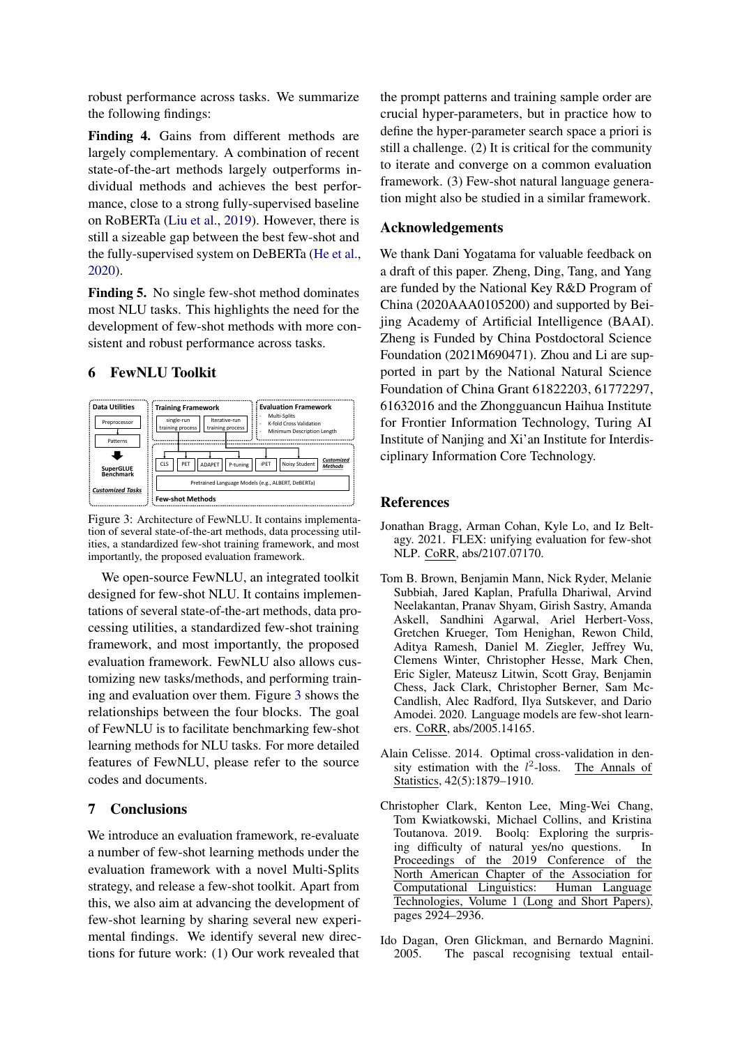robust performance across tasks. We summarize the following findings:

**Finding 4.** Gains from different methods are largely complementary. A combination of recent state-of-the-art methods largely outperforms individual methods and achieves the best performance, close to a strong fully-supervised baseline on RoBERTa (Liu et al., 2019). However, there is still a sizeable gap between the best few-shot and the fully-supervised system on DeBERTa (He et al., 2020).

**Finding 5.** No single few-shot method dominates most NLU tasks. This highlights the need for the development of few-shot methods with more consistent and robust performance across tasks.

## 6 FewNLU Toolkit

Figure 3: Architecture of FewNLU. It contains implementation of several state-of-the-art methods, data processing utilities, a standardized few-shot training framework, and most importantly, the proposed evaluation framework.

We open-source FewNLU, an integrated toolkit designed for few-shot NLU. It contains implementations of several state-of-the-art methods, data processing utilities, a standardized few-shot training framework, and most importantly, the proposed evaluation framework. FewNLU also allows customizing new tasks/methods, and performing training and evaluation over them. Figure 3 shows the relationships between the four blocks. The goal of FewNLU is to facilitate benchmarking few-shot learning methods for NLU tasks. For more detailed features of FewNLU, please refer to the source codes and documents.

## 7 Conclusions

We introduce an evaluation framework, re-evaluate a number of few-shot learning methods under the evaluation framework with a novel Multi-Splits strategy, and release a few-shot toolkit. Apart from this, we also aim at advancing the development of few-shot learning by sharing several new experimental findings. We identify several new directions for future work: (1) Our work revealed that the prompt patterns and training sample order are crucial hyper-parameters, but in practice how to define the hyper-parameter search space a priori is still a challenge. (2) It is critical for the community to iterate and converge on a common evaluation framework. (3) Few-shot natural language generation might also be studied in a similar framework.

## Acknowledgements

We thank Dani Yogatama for valuable feedback on a draft of this paper. Zheng, Ding, Tang, and Yang are funded by the National Key R&D Program of China (2020AAA0105200) and supported by Beijing Academy of Artificial Intelligence (BAAI). Zheng is Funded by China Postdoctoral Science Foundation (2021M690471). Zhou and Li are supported in part by the National Natural Science Foundation of China Grant 61822203, 61772297, 61632016 and the Zhongguancun Haihua Institute for Frontier Information Technology, Turing AI Institute of Nanjing and Xi'an Institute for Interdisciplinary Information Core Technology.

## References

Jonathan Bragg, Arman Cohan, Kyle Lo, and Iz Beltagy. 2021. FLEX: unifying evaluation for few-shot NLP. CoRR, abs/2107.07170.

Tom B. Brown, Benjamin Mann, Nick Ryder, Melanie Subbiah, Jared Kaplan, Prafulla Dhariwal, Arvind Neelakantan, Pranav Shyam, Girish Sastry, Amanda Askell, Sandhini Agarwal, Ariel Herbert-Voss, Gretchen Krueger, Tom Henighan, Rewon Child, Aditya Ramesh, Daniel M. Ziegler, Jeffrey Wu, Clemens Winter, Christopher Hesse, Mark Chen, Eric Sigler, Mateusz Litwin, Scott Gray, Benjamin Chess, Jack Clark, Christopher Berner, Sam McCandlish, Alec Radford, Ilya Sutskever, and Dario Amodei. 2020. Language models are few-shot learners. CoRR, abs/2005.14165.

Alain Celisse. 2014. Optimal cross-validation in density estimation with the $l^2$-loss. The Annals of Statistics, 42(5):1879–1910.

Christopher Clark, Kenton Lee, Ming-Wei Chang, Tom Kwiatkowski, Michael Collins, and Kristina Toutanova. 2019. Boolq: Exploring the surprising difficulty of natural yes/no questions. In Proceedings of the 2019 Conference of the North American Chapter of the Association for Computational Linguistics: Human Language Technologies, Volume 1 (Long and Short Papers), pages 2924–2936.

Ido Dagan, Oren Glickman, and Bernardo Magnini. 2005. The pascal recognising textual entail-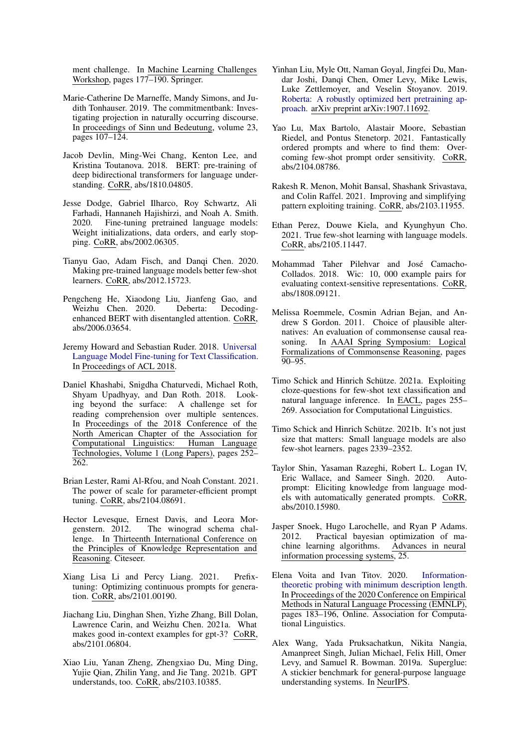ment challenge. In Machine Learning Challenges Workshop, pages 177–190. Springer.

Marie-Catherine De Marneffe, Mandy Simons, and Judith Tonhauser. 2019. The commitmentbank: Investigating projection in naturally occurring discourse. In proceedings of Sinn und Bedeutung, volume 23, pages 107–124.

Jacob Devlin, Ming-Wei Chang, Kenton Lee, and Kristina Toutanova. 2018. BERT: pre-training of deep bidirectional transformers for language understanding. CoRR, abs/1810.04805.

Jesse Dodge, Gabriel Ilharco, Roy Schwartz, Ali Farhadi, Hannaneh Hajishirzi, and Noah A. Smith. 2020. Fine-tuning pretrained language models: Weight initializations, data orders, and early stopping. CoRR, abs/2002.06305.

Tianyu Gao, Adam Fisch, and Danqi Chen. 2020. Making pre-trained language models better few-shot learners. CoRR, abs/2012.15723.

Pengcheng He, Xiaodong Liu, Jianfeng Gao, and Weizhu Chen. 2020. Deberta: Decoding-enhanced BERT with disentangled attention. CoRR, abs/2006.03654.

Jeremy Howard and Sebastian Ruder. 2018. Universal Language Model Fine-tuning for Text Classification. In Proceedings of ACL 2018.

Daniel Khashabi, Snigdha Chaturvedi, Michael Roth, Shyam Upadhyay, and Dan Roth. 2018. Looking beyond the surface: A challenge set for reading comprehension over multiple sentences. In Proceedings of the 2018 Conference of the North American Chapter of the Association for Computational Linguistics: Human Language Technologies, Volume 1 (Long Papers), pages 252–262.

Brian Lester, Rami Al-Rfou, and Noah Constant. 2021. The power of scale for parameter-efficient prompt tuning. CoRR, abs/2104.08691.

Hector Levesque, Ernest Davis, and Leora Morgenstern. 2012. The winograd schema challenge. In Thirteenth International Conference on the Principles of Knowledge Representation and Reasoning. Citeseer.

Xiang Lisa Li and Percy Liang. 2021. Prefix-tuning: Optimizing continuous prompts for generation. CoRR, abs/2101.00190.

Jiachang Liu, Dinghan Shen, Yizhe Zhang, Bill Dolan, Lawrence Carin, and Weizhu Chen. 2021a. What makes good in-context examples for gpt-3? CoRR, abs/2101.06804.

Xiao Liu, Yanan Zheng, Zhengxiao Du, Ming Ding, Yujie Qian, Zhilin Yang, and Jie Tang. 2021b. GPT understands, too. CoRR, abs/2103.10385.

Yinhan Liu, Myle Ott, Naman Goyal, Jingfei Du, Mandar Joshi, Danqi Chen, Omer Levy, Mike Lewis, Luke Zettlemoyer, and Veselin Stoyanov. 2019. Roberta: A robustly optimized bert pretraining approach. arXiv preprint arXiv:1907.11692.

Yao Lu, Max Bartolo, Alastair Moore, Sebastian Riedel, and Pontus Stenetorp. 2021. Fantastically ordered prompts and where to find them: Overcoming few-shot prompt order sensitivity. CoRR, abs/2104.08786.

Rakesh R. Menon, Mohit Bansal, Shashank Srivastava, and Colin Raffel. 2021. Improving and simplifying pattern exploiting training. CoRR, abs/2103.11955.

Ethan Perez, Douwe Kiela, and Kyunghyun Cho. 2021. True few-shot learning with language models. CoRR, abs/2105.11447.

Mohammad Taher Pilehvar and José Camacho-Collados. 2018. Wic: 10, 000 example pairs for evaluating context-sensitive representations. CoRR, abs/1808.09121.

Melissa Roemmele, Cosmin Adrian Bejan, and Andrew S Gordon. 2011. Choice of plausible alternatives: An evaluation of commonsense causal reasoning. In AAAI Spring Symposium: Logical Formalizations of Commonsense Reasoning, pages 90–95.

Timo Schick and Hinrich Schütze. 2021a. Exploiting cloze-questions for few-shot text classification and natural language inference. In EACL, pages 255–269. Association for Computational Linguistics.

Timo Schick and Hinrich Schütze. 2021b. It's not just size that matters: Small language models are also few-shot learners. pages 2339–2352.

Taylor Shin, Yasaman Razeghi, Robert L. Logan IV, Eric Wallace, and Sameer Singh. 2020. Autoprompt: Eliciting knowledge from language models with automatically generated prompts. CoRR, abs/2010.15980.

Jasper Snoek, Hugo Larochelle, and Ryan P Adams. 2012. Practical bayesian optimization of machine learning algorithms. Advances in neural information processing systems, 25.

Elena Voita and Ivan Titov. 2020. Information-theoretic probing with minimum description length. In Proceedings of the 2020 Conference on Empirical Methods in Natural Language Processing (EMNLP), pages 183–196, Online. Association for Computational Linguistics.

Alex Wang, Yada Pruksachatkun, Nikita Nangia, Amanpreet Singh, Julian Michael, Felix Hill, Omer Levy, and Samuel R. Bowman. 2019a. Superglue: A stickier benchmark for general-purpose language understanding systems. In NeurIPS.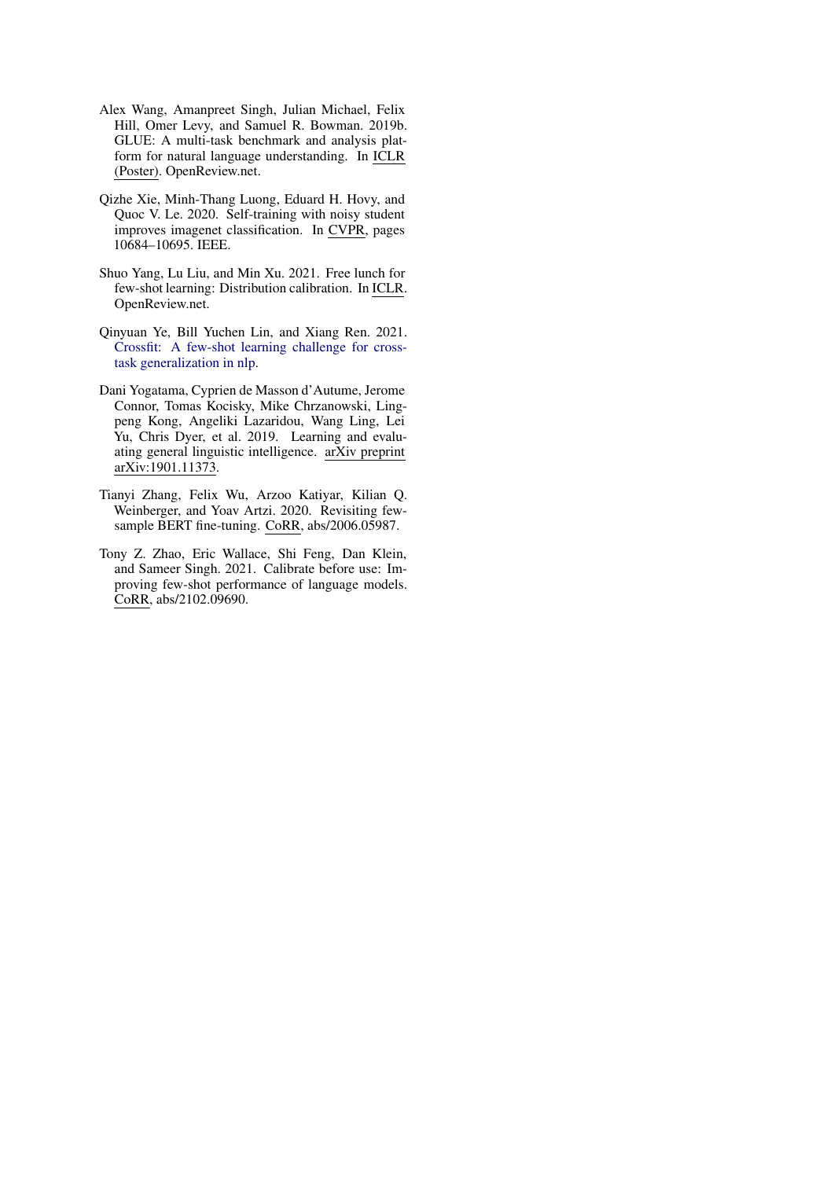Alex Wang, Amanpreet Singh, Julian Michael, Felix Hill, Omer Levy, and Samuel R. Bowman. 2019b. GLUE: A multi-task benchmark and analysis platform for natural language understanding. In ICLR (Poster). OpenReview.net.

Qizhe Xie, Minh-Thang Luong, Eduard H. Hovy, and Quoc V. Le. 2020. Self-training with noisy student improves imagenet classification. In CVPR, pages 10684–10695. IEEE.

Shuo Yang, Lu Liu, and Min Xu. 2021. Free lunch for few-shot learning: Distribution calibration. In ICLR. OpenReview.net.

Qinyuan Ye, Bill Yuchen Lin, and Xiang Ren. 2021. Crossfit: A few-shot learning challenge for cross-task generalization in nlp.

Dani Yogatama, Cyprien de Masson d'Autume, Jerome Connor, Tomas Kocisky, Mike Chrzanowski, Lingpeng Kong, Angeliki Lazaridou, Wang Ling, Lei Yu, Chris Dyer, et al. 2019. Learning and evaluating general linguistic intelligence. arXiv preprint arXiv:1901.11373.

Tianyi Zhang, Felix Wu, Arzoo Katiyar, Kilian Q. Weinberger, and Yoav Artzi. 2020. Revisiting few-sample BERT fine-tuning. CoRR, abs/2006.05987.

Tony Z. Zhao, Eric Wallace, Shi Feng, Dan Klein, and Sameer Singh. 2021. Calibrate before use: Improving few-shot performance of language models. CoRR, abs/2102.09690.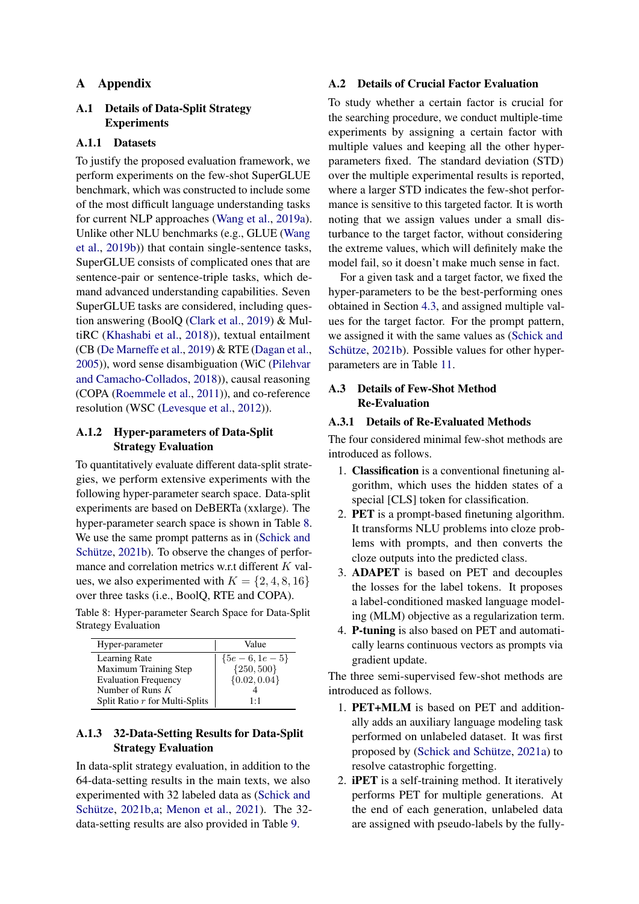# A Appendix

## A.1 Details of Data-Split Strategy Experiments

### A.1.1 Datasets

To justify the proposed evaluation framework, we perform experiments on the few-shot SuperGLUE benchmark, which was constructed to include some of the most difficult language understanding tasks for current NLP approaches (Wang et al., 2019a). Unlike other NLU benchmarks (e.g., GLUE (Wang et al., 2019b)) that contain single-sentence tasks, SuperGLUE consists of complicated ones that are sentence-pair or sentence-triple tasks, which demand advanced understanding capabilities. Seven SuperGLUE tasks are considered, including question answering (BoolQ (Clark et al., 2019) & MultiRC (Khashabi et al., 2018)), textual entailment (CB (De Marneffe et al., 2019) & RTE (Dagan et al., 2005)), word sense disambiguation (WiC (Pilehvar and Camacho-Collados, 2018)), causal reasoning (COPA (Roemmele et al., 2011)), and co-reference resolution (WSC (Levesque et al., 2012)).

### A.1.2 Hyper-parameters of Data-Split Strategy Evaluation

To quantitatively evaluate different data-split strategies, we perform extensive experiments with the following hyper-parameter search space. Data-split experiments are based on DeBERTa (xxlarge). The hyper-parameter search space is shown in Table 8. We use the same prompt patterns as in (Schick and Schütze, 2021b). To observe the changes of performance and correlation metrics w.r.t different $K$ values, we also experimented with $K = \{2, 4, 8, 16\}$ over three tasks (i.e., BoolQ, RTE and COPA).

Table 8: Hyper-parameter Search Space for Data-Split Strategy Evaluation

| Hyper-parameter | Value |
|---|---|
| Learning Rate | $\{5e-6, 1e-5\}$ |
| Maximum Training Step | $\{250, 500\}$ |
| Evaluation Frequency | $\{0.02, 0.04\}$ |
| Number of Runs $K$ | 4 |
| Split Ratio $r$ for Multi-Splits | 1:1 |

### A.1.3 32-Data-Setting Results for Data-Split Strategy Evaluation

In data-split strategy evaluation, in addition to the 64-data-setting results in the main texts, we also experimented with 32 labeled data as (Schick and Schütze, 2021b,a; Menon et al., 2021). The 32-data-setting results are also provided in Table 9.

## A.2 Details of Crucial Factor Evaluation

To study whether a certain factor is crucial for the searching procedure, we conduct multiple-time experiments by assigning a certain factor with multiple values and keeping all the other hyper-parameters fixed. The standard deviation (STD) over the multiple experimental results is reported, where a larger STD indicates the few-shot performance is sensitive to this targeted factor. It is worth noting that we assign values under a small disturbance to the target factor, without considering the extreme values, which will definitely make the model fail, so it doesn't make much sense in fact.

For a given task and a target factor, we fixed the hyper-parameters to be the best-performing ones obtained in Section 4.3, and assigned multiple values for the target factor. For the prompt pattern, we assigned it with the same values as (Schick and Schütze, 2021b). Possible values for other hyper-parameters are in Table 11.

## A.3 Details of Few-Shot Method Re-Evaluation

### A.3.1 Details of Re-Evaluated Methods

The four considered minimal few-shot methods are introduced as follows.

1. **Classification** is a conventional finetuning algorithm, which uses the hidden states of a special [CLS] token for classification.
2. **PET** is a prompt-based finetuning algorithm. It transforms NLU problems into cloze problems with prompts, and then converts the cloze outputs into the predicted class.
3. **ADAPET** is based on PET and decouples the losses for the label tokens. It proposes a label-conditioned masked language modeling (MLM) objective as a regularization term.
4. **P-tuning** is also based on PET and automatically learns continuous vectors as prompts via gradient update.

The three semi-supervised few-shot methods are introduced as follows.

1. **PET+MLM** is based on PET and additionally adds an auxiliary language modeling task performed on unlabeled dataset. It was first proposed by (Schick and Schütze, 2021a) to resolve catastrophic forgetting.
2. **iPET** is a self-training method. It iteratively performs PET for multiple generations. At the end of each generation, unlabeled data are assigned with pseudo-labels by the fully-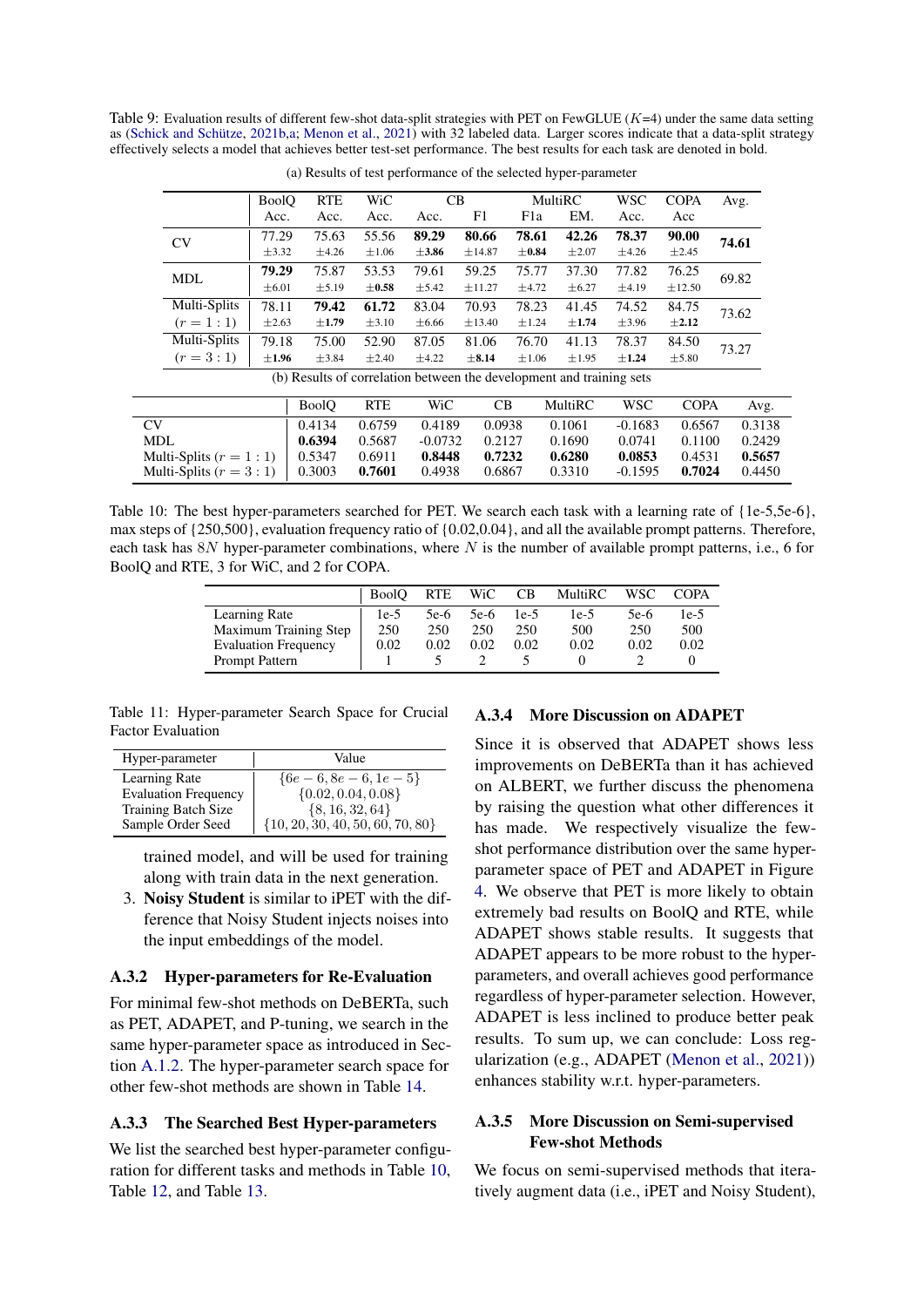Table 9: Evaluation results of different few-shot data-split strategies with PET on FewGLUE ($K$=4) under the same data setting as (Schick and Schütze, 2021b,a; Menon et al., 2021) with 32 labeled data. Larger scores indicate that a data-split strategy effectively selects a model that achieves better test-set performance. The best results for each task are denoted in bold.

(a) Results of test performance of the selected hyper-parameter

| | BoolQ | RTE | WiC | CB | | MultiRC | | WSC | COPA | Avg. |
|---|---|---|---|---|---|---|---|---|---|---|
| | Acc. | Acc. | Acc. | Acc. | F1 | F1a | EM. | Acc. | Acc | |
| CV | 77.29 ±3.32 | 75.63 ±4.26 | 55.56 ±1.06 | **89.29** ±**3.86** | **80.66** ±14.87 | **78.61** ±**0.84** | **42.26** ±2.07 | **78.37** ±4.26 | **90.00** ±2.45 | **74.61** |
| MDL | **79.29** ±6.01 | 75.87 ±5.19 | 53.53 ±**0.58** | 79.61 ±5.42 | 59.25 ±11.27 | 75.77 ±4.72 | 37.30 ±6.27 | 77.82 ±4.19 | 76.25 ±12.50 | 69.82 |
| Multi-Splits ($r = 1:1$) | 78.11 ±2.63 | **79.42** ±**1.79** | **61.72** ±3.10 | 83.04 ±6.66 | 70.93 ±13.40 | 78.23 ±1.24 | 41.45 ±**1.74** | 74.52 ±3.96 | 84.75 ±**2.12** | 73.62 |
| Multi-Splits ($r = 3:1$) | 79.18 ±**1.96** | 75.00 ±3.84 | 52.90 ±2.40 | 87.05 ±4.22 | 81.06 ±**8.14** | 76.70 ±1.06 | 41.13 ±1.95 | 78.37 ±**1.24** | 84.50 ±5.80 | 73.27 |

(b) Results of correlation between the development and training sets

| | BoolQ | RTE | WiC | CB | MultiRC | WSC | COPA | Avg. |
|---|---|---|---|---|---|---|---|---|
| CV | 0.4134 | 0.6759 | 0.4189 | 0.0938 | 0.1061 | -0.1683 | 0.6567 | 0.3138 |
| MDL | **0.6394** | 0.5687 | -0.0732 | 0.2127 | 0.1690 | 0.0741 | 0.1100 | 0.2429 |
| Multi-Splits ($r = 1:1$) | 0.5347 | 0.6911 | **0.8448** | **0.7232** | **0.6280** | **0.0853** | 0.4531 | **0.5657** |
| Multi-Splits ($r = 3:1$) | 0.3003 | **0.7601** | 0.4938 | 0.6867 | 0.3310 | -0.1595 | **0.7024** | 0.4450 |

Table 10: The best hyper-parameters searched for PET. We search each task with a learning rate of {1e-5,5e-6}, max steps of {250,500}, evaluation frequency ratio of {0.02,0.04}, and all the available prompt patterns. Therefore, each task has $8N$ hyper-parameter combinations, where $N$ is the number of available prompt patterns, i.e., 6 for BoolQ and RTE, 3 for WiC, and 2 for COPA.

| | BoolQ | RTE | WiC | CB | MultiRC | WSC | COPA |
|---|---|---|---|---|---|---|---|
| Learning Rate | 1e-5 | 5e-6 | 5e-6 | 1e-5 | 1e-5 | 5e-6 | 1e-5 |
| Maximum Training Step | 250 | 250 | 250 | 250 | 500 | 250 | 500 |
| Evaluation Frequency | 0.02 | 0.02 | 0.02 | 0.02 | 0.02 | 0.02 | 0.02 |
| Prompt Pattern | 1 | 5 | 2 | 5 | 0 | 2 | 0 |

Table 11: Hyper-parameter Search Space for Crucial Factor Evaluation

| Hyper-parameter | Value |
|---|---|
| Learning Rate | $\{6e-6, 8e-6, 1e-5\}$ |
| Evaluation Frequency | $\{0.02, 0.04, 0.08\}$ |
| Training Batch Size | $\{8, 16, 32, 64\}$ |
| Sample Order Seed | $\{10, 20, 30, 40, 50, 60, 70, 80\}$ |

trained model, and will be used for training along with train data in the next generation.

3. **Noisy Student** is similar to iPET with the difference that Noisy Student injects noises into the input embeddings of the model.

### A.3.2 Hyper-parameters for Re-Evaluation

For minimal few-shot methods on DeBERTa, such as PET, ADAPET, and P-tuning, we search in the same hyper-parameter space as introduced in Section A.1.2. The hyper-parameter search space for other few-shot methods are shown in Table 14.

### A.3.3 The Searched Best Hyper-parameters

We list the searched best hyper-parameter configuration for different tasks and methods in Table 10, Table 12, and Table 13.

### A.3.4 More Discussion on ADAPET

Since it is observed that ADAPET shows less improvements on DeBERTa than it has achieved on ALBERT, we further discuss the phenomena by raising the question what other differences it has made. We respectively visualize the few-shot performance distribution over the same hyper-parameter space of PET and ADAPET in Figure 4. We observe that PET is more likely to obtain extremely bad results on BoolQ and RTE, while ADAPET shows stable results. It suggests that ADAPET appears to be more robust to the hyper-parameters, and overall achieves good performance regardless of hyper-parameter selection. However, ADAPET is less inclined to produce better peak results. To sum up, we can conclude: Loss regularization (e.g., ADAPET (Menon et al., 2021)) enhances stability w.r.t. hyper-parameters.

### A.3.5 More Discussion on Semi-supervised Few-shot Methods

We focus on semi-supervised methods that iteratively augment data (i.e., iPET and Noisy Student),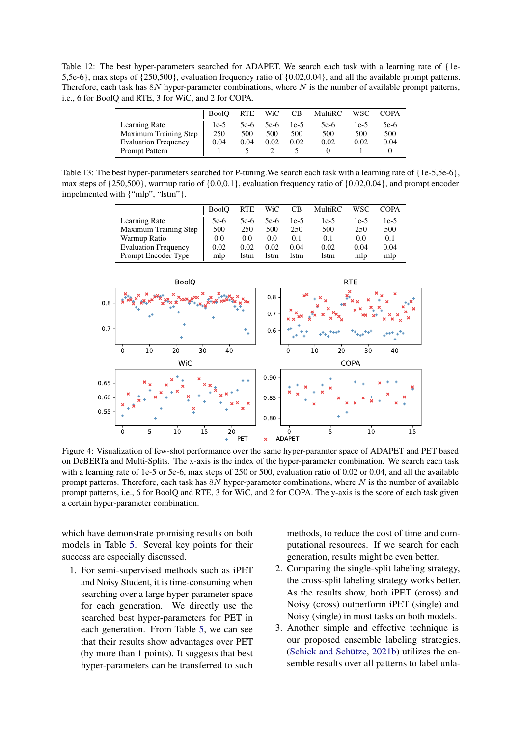Table 12: The best hyper-parameters searched for ADAPET. We search each task with a learning rate of {1e-5,5e-6}, max steps of {250,500}, evaluation frequency ratio of {0.02,0.04}, and all the available prompt patterns. Therefore, each task has $8N$ hyper-parameter combinations, where $N$ is the number of available prompt patterns, i.e., 6 for BoolQ and RTE, 3 for WiC, and 2 for COPA.

| | BoolQ | RTE | WiC | CB | MultiRC | WSC | COPA |
|---|---|---|---|---|---|---|---|
| Learning Rate | 1e-5 | 5e-6 | 5e-6 | 1e-5 | 5e-6 | 1e-5 | 5e-6 |
| Maximum Training Step | 250 | 500 | 500 | 500 | 500 | 500 | 500 |
| Evaluation Frequency | 0.04 | 0.04 | 0.02 | 0.02 | 0.02 | 0.02 | 0.04 |
| Prompt Pattern | 1 | 5 | 2 | 5 | 0 | 1 | 0 |

Table 13: The best hyper-parameters searched for P-tuning.We search each task with a learning rate of {1e-5,5e-6}, max steps of {250,500}, warmup ratio of {0.0,0.1}, evaluation frequency ratio of {0.02,0.04}, and prompt encoder impelmented with {"mlp", "lstm"}.

| | BoolQ | RTE | WiC | CB | MultiRC | WSC | COPA |
|---|---|---|---|---|---|---|---|
| Learning Rate | 5e-6 | 5e-6 | 5e-6 | 1e-5 | 1e-5 | 1e-5 | 1e-5 |
| Maximum Training Step | 500 | 250 | 500 | 250 | 500 | 250 | 500 |
| Warmup Ratio | 0.0 | 0.0 | 0.0 | 0.1 | 0.1 | 0.0 | 0.1 |
| Evaluation Frequency | 0.02 | 0.02 | 0.02 | 0.04 | 0.02 | 0.04 | 0.04 |
| Prompt Encoder Type | mlp | lstm | lstm | lstm | lstm | mlp | mlp |

Figure 4: Visualization of few-shot performance over the same hyper-paramter space of ADAPET and PET based on DeBERTa and Multi-Splits. The x-axis is the index of the hyper-parameter combination. We search each task with a learning rate of 1e-5 or 5e-6, max steps of 250 or 500, evaluation ratio of 0.02 or 0.04, and all the available prompt patterns. Therefore, each task has $8N$ hyper-parameter combinations, where $N$ is the number of available prompt patterns, i.e., 6 for BoolQ and RTE, 3 for WiC, and 2 for COPA. The y-axis is the score of each task given a certain hyper-parameter combination.

which have demonstrate promising results on both models in Table 5. Several key points for their success are especially discussed.

1. For semi-supervised methods such as iPET and Noisy Student, it is time-consuming when searching over a large hyper-parameter space for each generation. We directly use the searched best hyper-parameters for PET in each generation. From Table 5, we can see that their results show advantages over PET (by more than 1 points). It suggests that best hyper-parameters can be transferred to such methods, to reduce the cost of time and computational resources. If we search for each generation, results might be even better.
2. Comparing the single-split labeling strategy, the cross-split labeling strategy works better. As the results show, both iPET (cross) and Noisy (cross) outperform iPET (single) and Noisy (single) in most tasks on both models.
3. Another simple and effective technique is our proposed ensemble labeling strategies. (Schick and Schütze, 2021b) utilizes the ensemble results over all patterns to label unla-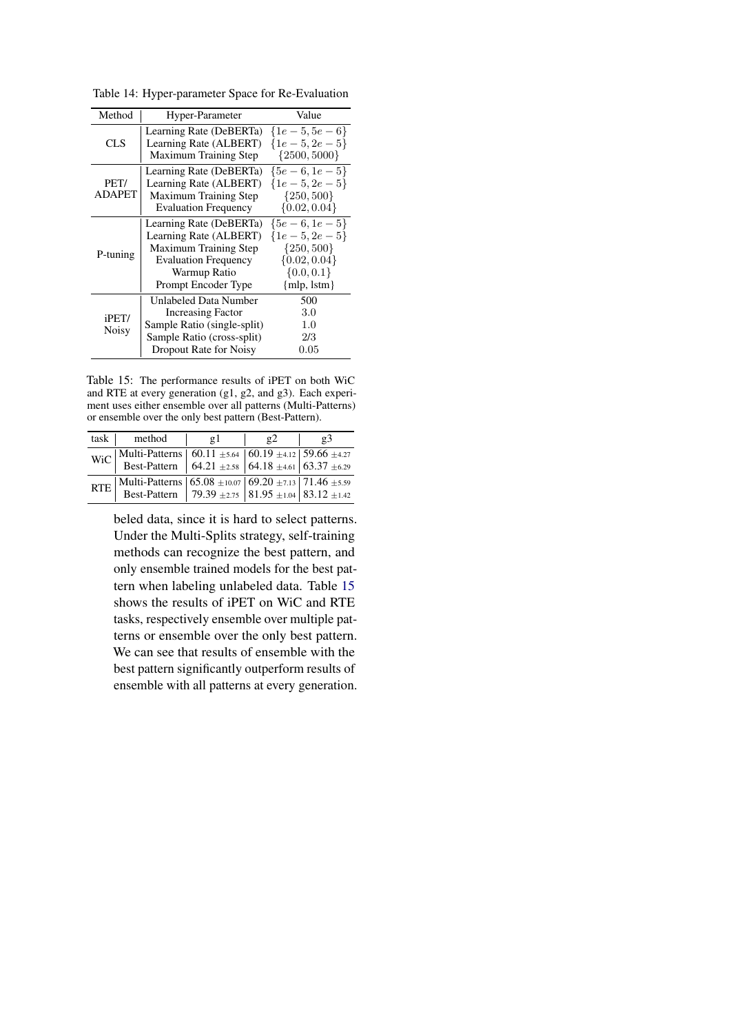Table 14: Hyper-parameter Space for Re-Evaluation

| Method | Hyper-Parameter | Value |
|---|---|---|
| CLS | Learning Rate (DeBERTa) | $\{1e-5, 5e-6\}$ |
| | Learning Rate (ALBERT) | $\{1e-5, 2e-5\}$ |
| | Maximum Training Step | $\{2500, 5000\}$ |
| PET/ ADAPET | Learning Rate (DeBERTa) | $\{5e-6, 1e-5\}$ |
| | Learning Rate (ALBERT) | $\{1e-5, 2e-5\}$ |
| | Maximum Training Step | $\{250, 500\}$ |
| | Evaluation Frequency | $\{0.02, 0.04\}$ |
| P-tuning | Learning Rate (DeBERTa) | $\{5e-6, 1e-5\}$ |
| | Learning Rate (ALBERT) | $\{1e-5, 2e-5\}$ |
| | Maximum Training Step | $\{250, 500\}$ |
| | Evaluation Frequency | $\{0.02, 0.04\}$ |
| | Warmup Ratio | $\{0.0, 0.1\}$ |
| | Prompt Encoder Type | {mlp, lstm} |
| iPET/ Noisy | Unlabeled Data Number | 500 |
| | Increasing Factor | 3.0 |
| | Sample Ratio (single-split) | 1.0 |
| | Sample Ratio (cross-split) | 2/3 |
| | Dropout Rate for Noisy | 0.05 |

Table 15: The performance results of iPET on both WiC and RTE at every generation (g1, g2, and g3). Each experiment uses either ensemble over all patterns (Multi-Patterns) or ensemble over the only best pattern (Best-Pattern).

| task | method | g1 | g2 | g3 |
|---|---|---|---|---|
| WiC | Multi-Patterns | 60.11 $\pm$5.64 | 60.19 $\pm$4.12 | 59.66 $\pm$4.27 |
| | Best-Pattern | 64.21 $\pm$2.58 | 64.18 $\pm$4.61 | 63.37 $\pm$6.29 |
| RTE | Multi-Patterns | 65.08 $\pm$10.07 | 69.20 $\pm$7.13 | 71.46 $\pm$5.59 |
| | Best-Pattern | 79.39 $\pm$2.75 | 81.95 $\pm$1.04 | 83.12 $\pm$1.42 |

beled data, since it is hard to select patterns. Under the Multi-Splits strategy, self-training methods can recognize the best pattern, and only ensemble trained models for the best pattern when labeling unlabeled data. Table 15 shows the results of iPET on WiC and RTE tasks, respectively ensemble over multiple patterns or ensemble over the only best pattern. We can see that results of ensemble with the best pattern significantly outperform results of ensemble with all patterns at every generation.